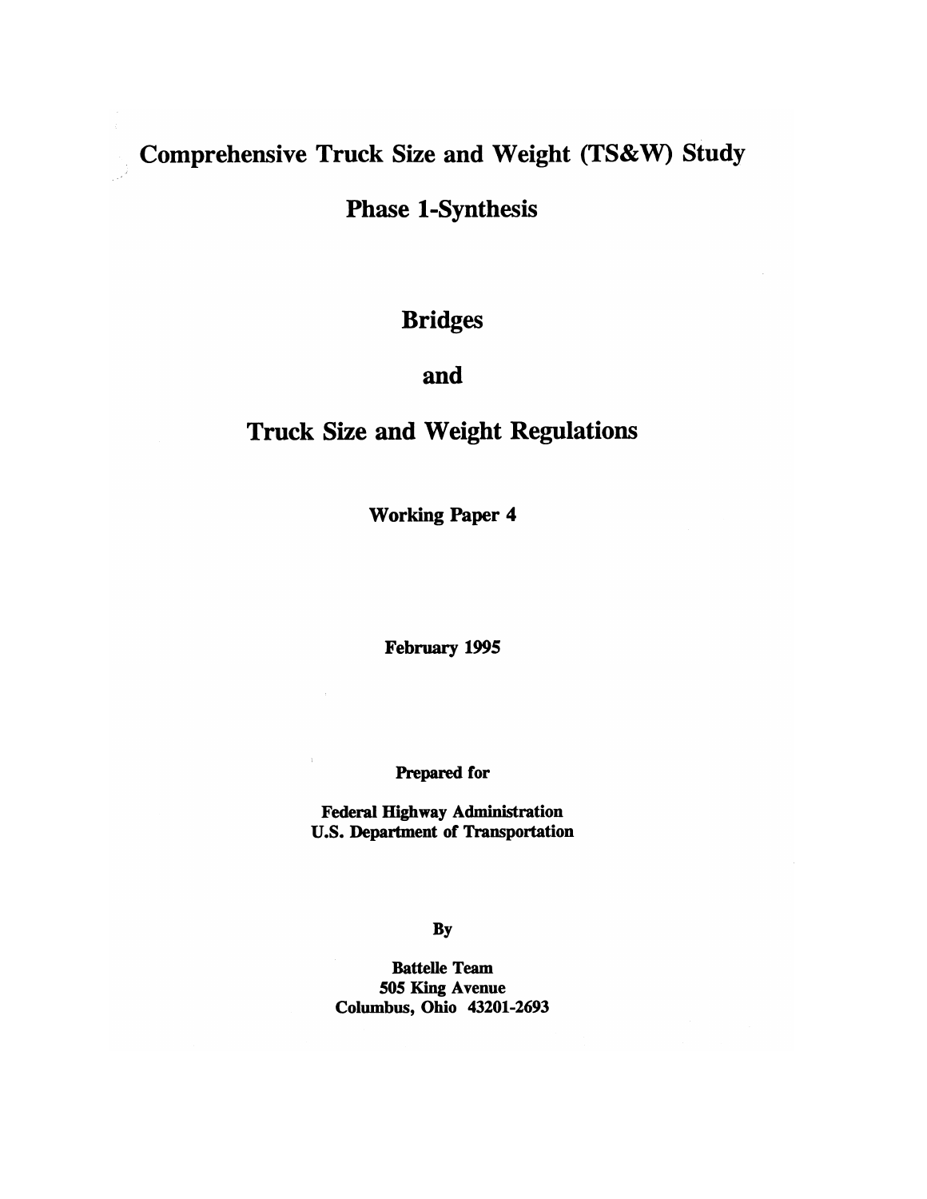# Comprehensive Truck Size and Weight (TS&W) Study

## Phase 1-Synthesis

# Bridges

# and

# Truck Size and Weight Regulations

**Working Paper 4**

**February 1995**

**Prepared for**

**Federal Highway Administration**
**U.S. Department of Transportation**

**By**

**Battelle Team**
**505 King Avenue**
**Columbus, Ohio 43201-2693**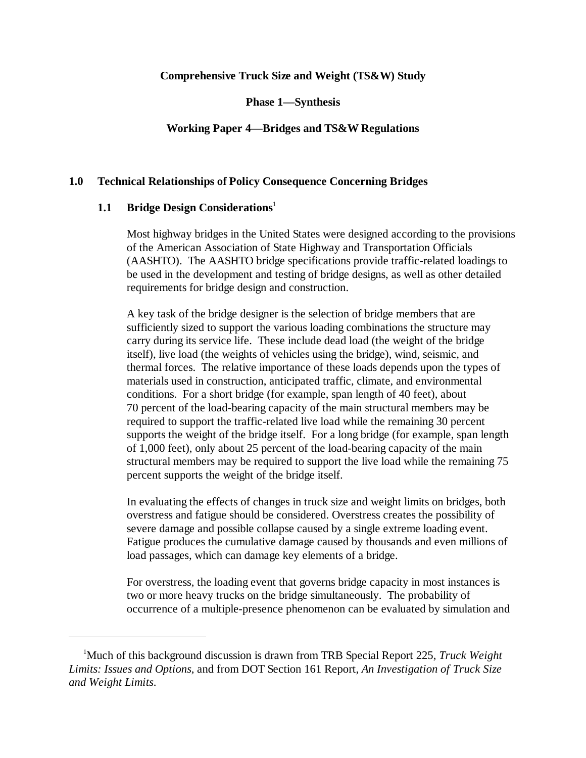**Comprehensive Truck Size and Weight (TS&W) Study**

**Phase 1—Synthesis**

**Working Paper 4—Bridges and TS&W Regulations**

## 1.0 Technical Relationships of Policy Consequence Concerning Bridges

### 1.1 Bridge Design Considerations[1]

Most highway bridges in the United States were designed according to the provisions of the American Association of State Highway and Transportation Officials (AASHTO). The AASHTO bridge specifications provide traffic-related loadings to be used in the development and testing of bridge designs, as well as other detailed requirements for bridge design and construction.

A key task of the bridge designer is the selection of bridge members that are sufficiently sized to support the various loading combinations the structure may carry during its service life. These include dead load (the weight of the bridge itself), live load (the weights of vehicles using the bridge), wind, seismic, and thermal forces. The relative importance of these loads depends upon the types of materials used in construction, anticipated traffic, climate, and environmental conditions. For a short bridge (for example, span length of 40 feet), about 70 percent of the load-bearing capacity of the main structural members may be required to support the traffic-related live load while the remaining 30 percent supports the weight of the bridge itself. For a long bridge (for example, span length of 1,000 feet), only about 25 percent of the load-bearing capacity of the main structural members may be required to support the live load while the remaining 75 percent supports the weight of the bridge itself.

In evaluating the effects of changes in truck size and weight limits on bridges, both overstress and fatigue should be considered. Overstress creates the possibility of severe damage and possible collapse caused by a single extreme loading event. Fatigue produces the cumulative damage caused by thousands and even millions of load passages, which can damage key elements of a bridge.

For overstress, the loading event that governs bridge capacity in most instances is two or more heavy trucks on the bridge simultaneously. The probability of occurrence of a multiple-presence phenomenon can be evaluated by simulation and

---

[1] Much of this background discussion is drawn from TRB Special Report 225, *Truck Weight Limits: Issues and Options*, and from DOT Section 161 Report, *An Investigation of Truck Size and Weight Limits.*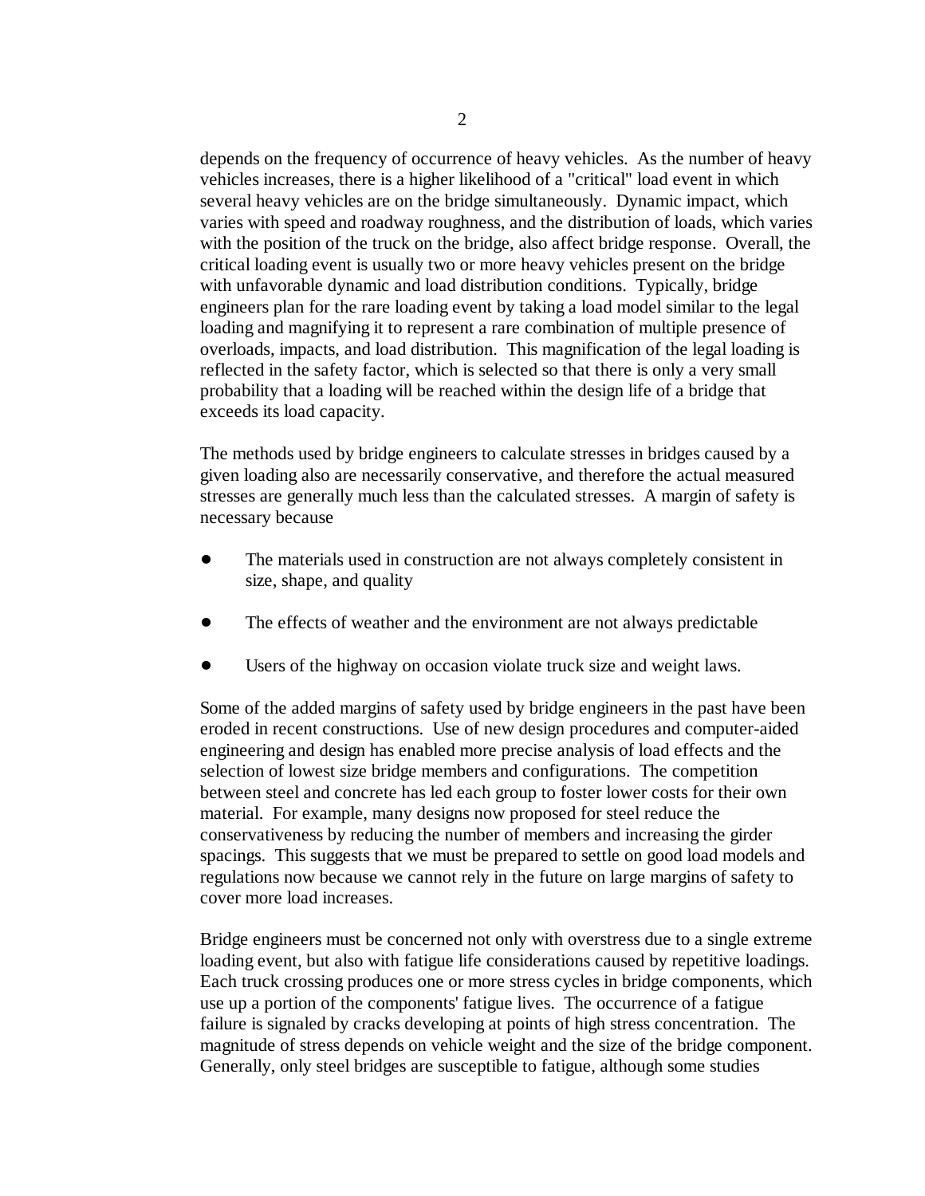depends on the frequency of occurrence of heavy vehicles. As the number of heavy vehicles increases, there is a higher likelihood of a "critical" load event in which several heavy vehicles are on the bridge simultaneously. Dynamic impact, which varies with speed and roadway roughness, and the distribution of loads, which varies with the position of the truck on the bridge, also affect bridge response. Overall, the critical loading event is usually two or more heavy vehicles present on the bridge with unfavorable dynamic and load distribution conditions. Typically, bridge engineers plan for the rare loading event by taking a load model similar to the legal loading and magnifying it to represent a rare combination of multiple presence of overloads, impacts, and load distribution. This magnification of the legal loading is reflected in the safety factor, which is selected so that there is only a very small probability that a loading will be reached within the design life of a bridge that exceeds its load capacity.

The methods used by bridge engineers to calculate stresses in bridges caused by a given loading also are necessarily conservative, and therefore the actual measured stresses are generally much less than the calculated stresses. A margin of safety is necessary because

- The materials used in construction are not always completely consistent in size, shape, and quality
- The effects of weather and the environment are not always predictable
- Users of the highway on occasion violate truck size and weight laws.

Some of the added margins of safety used by bridge engineers in the past have been eroded in recent constructions. Use of new design procedures and computer-aided engineering and design has enabled more precise analysis of load effects and the selection of lowest size bridge members and configurations. The competition between steel and concrete has led each group to foster lower costs for their own material. For example, many designs now proposed for steel reduce the conservativeness by reducing the number of members and increasing the girder spacings. This suggests that we must be prepared to settle on good load models and regulations now because we cannot rely in the future on large margins of safety to cover more load increases.

Bridge engineers must be concerned not only with overstress due to a single extreme loading event, but also with fatigue life considerations caused by repetitive loadings. Each truck crossing produces one or more stress cycles in bridge components, which use up a portion of the components' fatigue lives. The occurrence of a fatigue failure is signaled by cracks developing at points of high stress concentration. The magnitude of stress depends on vehicle weight and the size of the bridge component. Generally, only steel bridges are susceptible to fatigue, although some studies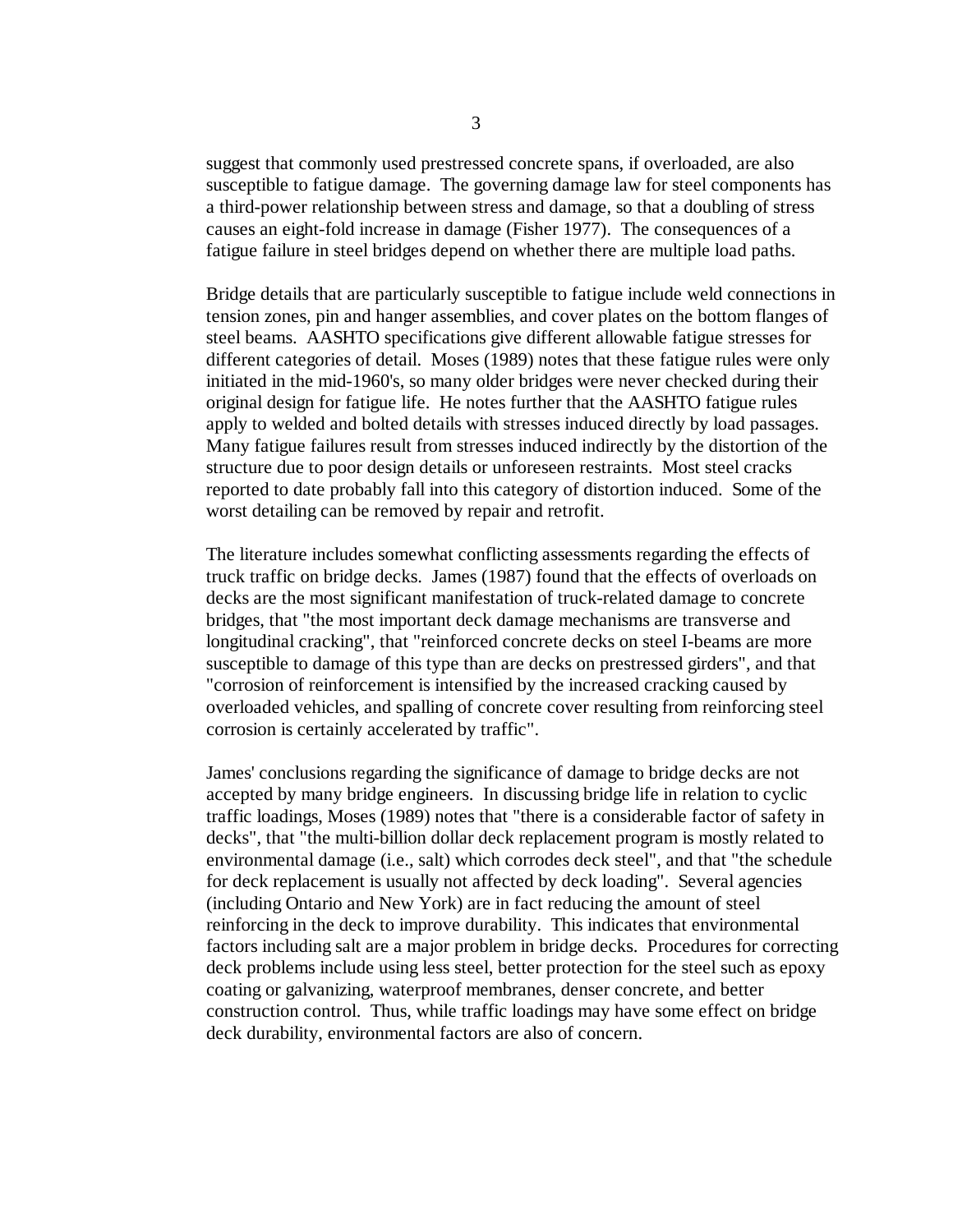suggest that commonly used prestressed concrete spans, if overloaded, are also susceptible to fatigue damage. The governing damage law for steel components has a third-power relationship between stress and damage, so that a doubling of stress causes an eight-fold increase in damage (Fisher 1977). The consequences of a fatigue failure in steel bridges depend on whether there are multiple load paths.

Bridge details that are particularly susceptible to fatigue include weld connections in tension zones, pin and hanger assemblies, and cover plates on the bottom flanges of steel beams. AASHTO specifications give different allowable fatigue stresses for different categories of detail. Moses (1989) notes that these fatigue rules were only initiated in the mid-1960's, so many older bridges were never checked during their original design for fatigue life. He notes further that the AASHTO fatigue rules apply to welded and bolted details with stresses induced directly by load passages. Many fatigue failures result from stresses induced indirectly by the distortion of the structure due to poor design details or unforeseen restraints. Most steel cracks reported to date probably fall into this category of distortion induced. Some of the worst detailing can be removed by repair and retrofit.

The literature includes somewhat conflicting assessments regarding the effects of truck traffic on bridge decks. James (1987) found that the effects of overloads on decks are the most significant manifestation of truck-related damage to concrete bridges, that "the most important deck damage mechanisms are transverse and longitudinal cracking", that "reinforced concrete decks on steel I-beams are more susceptible to damage of this type than are decks on prestressed girders", and that "corrosion of reinforcement is intensified by the increased cracking caused by overloaded vehicles, and spalling of concrete cover resulting from reinforcing steel corrosion is certainly accelerated by traffic".

James' conclusions regarding the significance of damage to bridge decks are not accepted by many bridge engineers. In discussing bridge life in relation to cyclic traffic loadings, Moses (1989) notes that "there is a considerable factor of safety in decks", that "the multi-billion dollar deck replacement program is mostly related to environmental damage (i.e., salt) which corrodes deck steel", and that "the schedule for deck replacement is usually not affected by deck loading". Several agencies (including Ontario and New York) are in fact reducing the amount of steel reinforcing in the deck to improve durability. This indicates that environmental factors including salt are a major problem in bridge decks. Procedures for correcting deck problems include using less steel, better protection for the steel such as epoxy coating or galvanizing, waterproof membranes, denser concrete, and better construction control. Thus, while traffic loadings may have some effect on bridge deck durability, environmental factors are also of concern.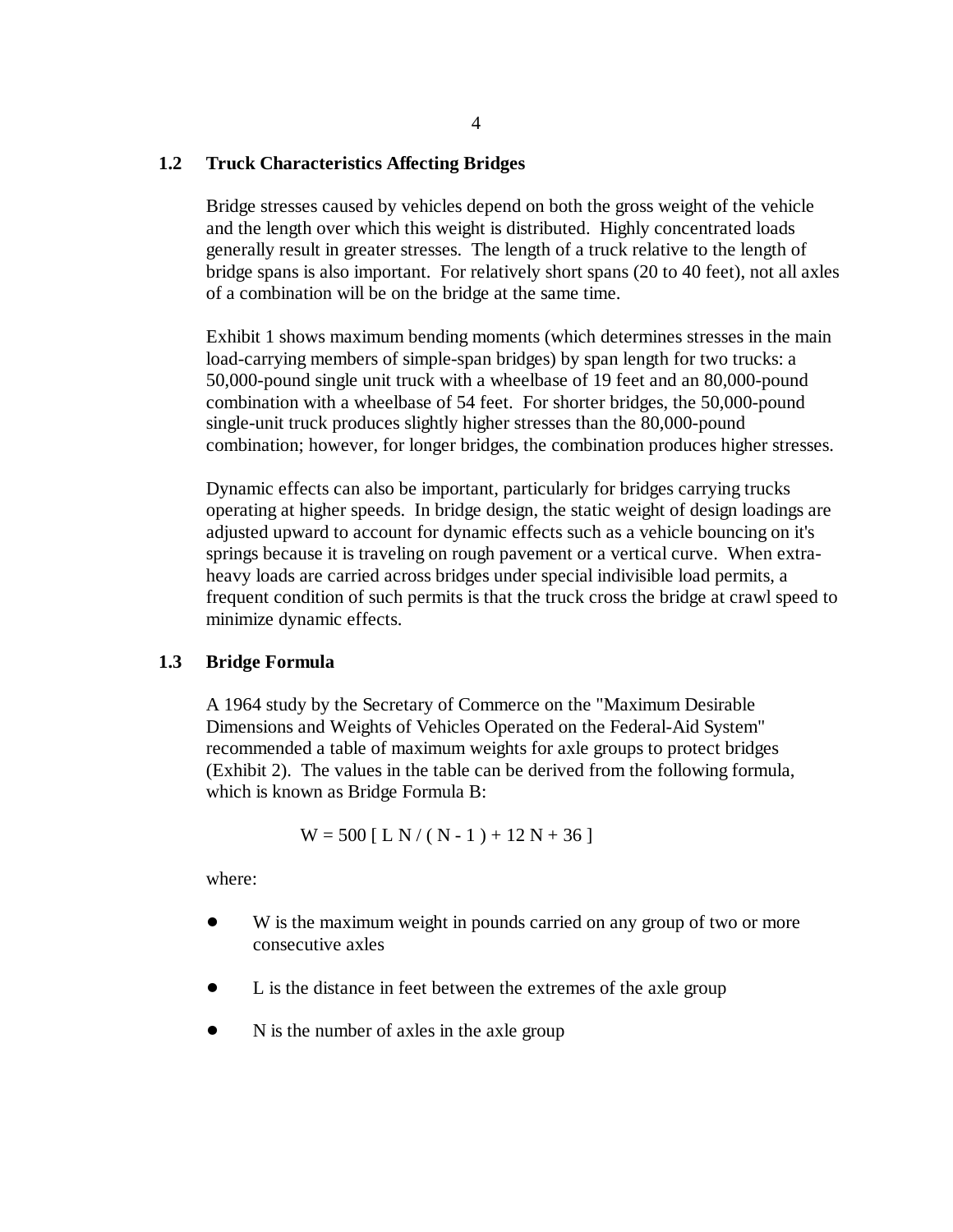## 1.2 Truck Characteristics Affecting Bridges

Bridge stresses caused by vehicles depend on both the gross weight of the vehicle and the length over which this weight is distributed. Highly concentrated loads generally result in greater stresses. The length of a truck relative to the length of bridge spans is also important. For relatively short spans (20 to 40 feet), not all axles of a combination will be on the bridge at the same time.

Exhibit 1 shows maximum bending moments (which determines stresses in the main load-carrying members of simple-span bridges) by span length for two trucks: a 50,000-pound single unit truck with a wheelbase of 19 feet and an 80,000-pound combination with a wheelbase of 54 feet. For shorter bridges, the 50,000-pound single-unit truck produces slightly higher stresses than the 80,000-pound combination; however, for longer bridges, the combination produces higher stresses.

Dynamic effects can also be important, particularly for bridges carrying trucks operating at higher speeds. In bridge design, the static weight of design loadings are adjusted upward to account for dynamic effects such as a vehicle bouncing on it's springs because it is traveling on rough pavement or a vertical curve. When extra-heavy loads are carried across bridges under special indivisible load permits, a frequent condition of such permits is that the truck cross the bridge at crawl speed to minimize dynamic effects.

## 1.3 Bridge Formula

A 1964 study by the Secretary of Commerce on the "Maximum Desirable Dimensions and Weights of Vehicles Operated on the Federal-Aid System" recommended a table of maximum weights for axle groups to protect bridges (Exhibit 2). The values in the table can be derived from the following formula, which is known as Bridge Formula B:

$$W = 500 \left[ L N / ( N - 1 ) + 12 N + 36 \right]$$

where:

- $W$ is the maximum weight in pounds carried on any group of two or more consecutive axles
- $L$ is the distance in feet between the extremes of the axle group
- $N$ is the number of axles in the axle group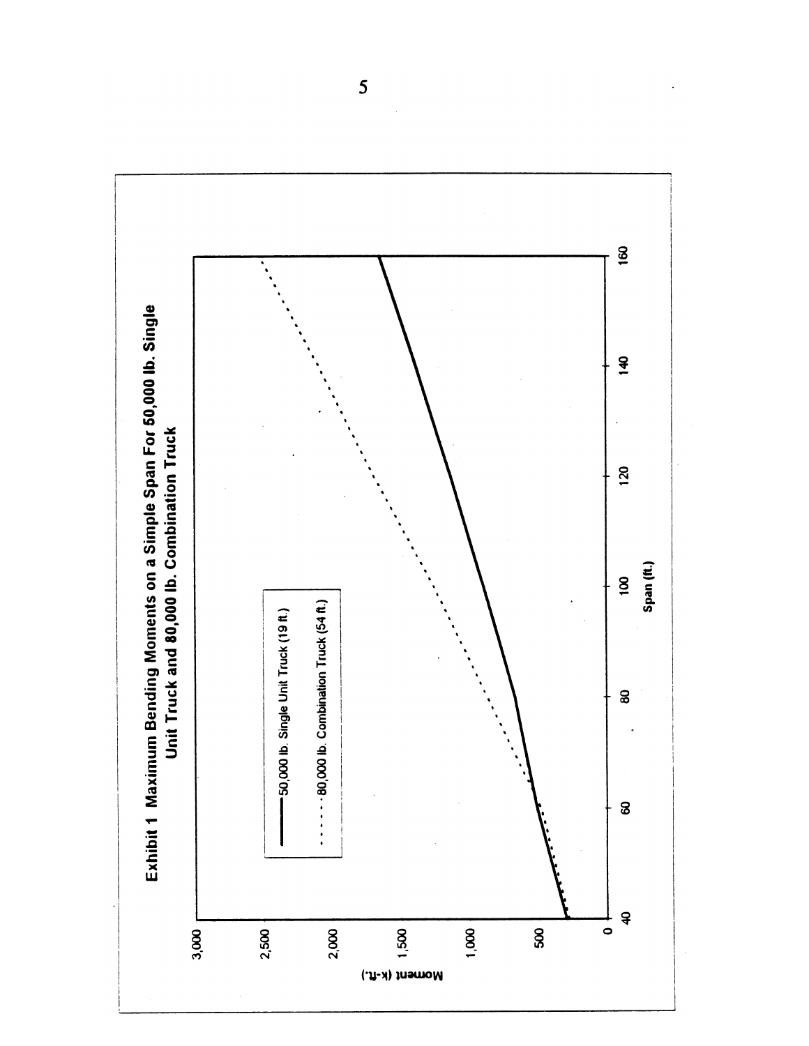**Exhibit 1 Maximum Bending Moments on a Simple Span For 50,000 lb. Single Unit Truck and 80,000 lb. Combination Truck**

Moment (k-ft.)

3,000

2,500

2,000

1,500

1,000

500

0

40 60 80 100 120 140 160

Span (ft.)

—— 50,000 lb. Single Unit Truck (19 ft.)

······ 80,000 lb. Combination Truck (54 ft.)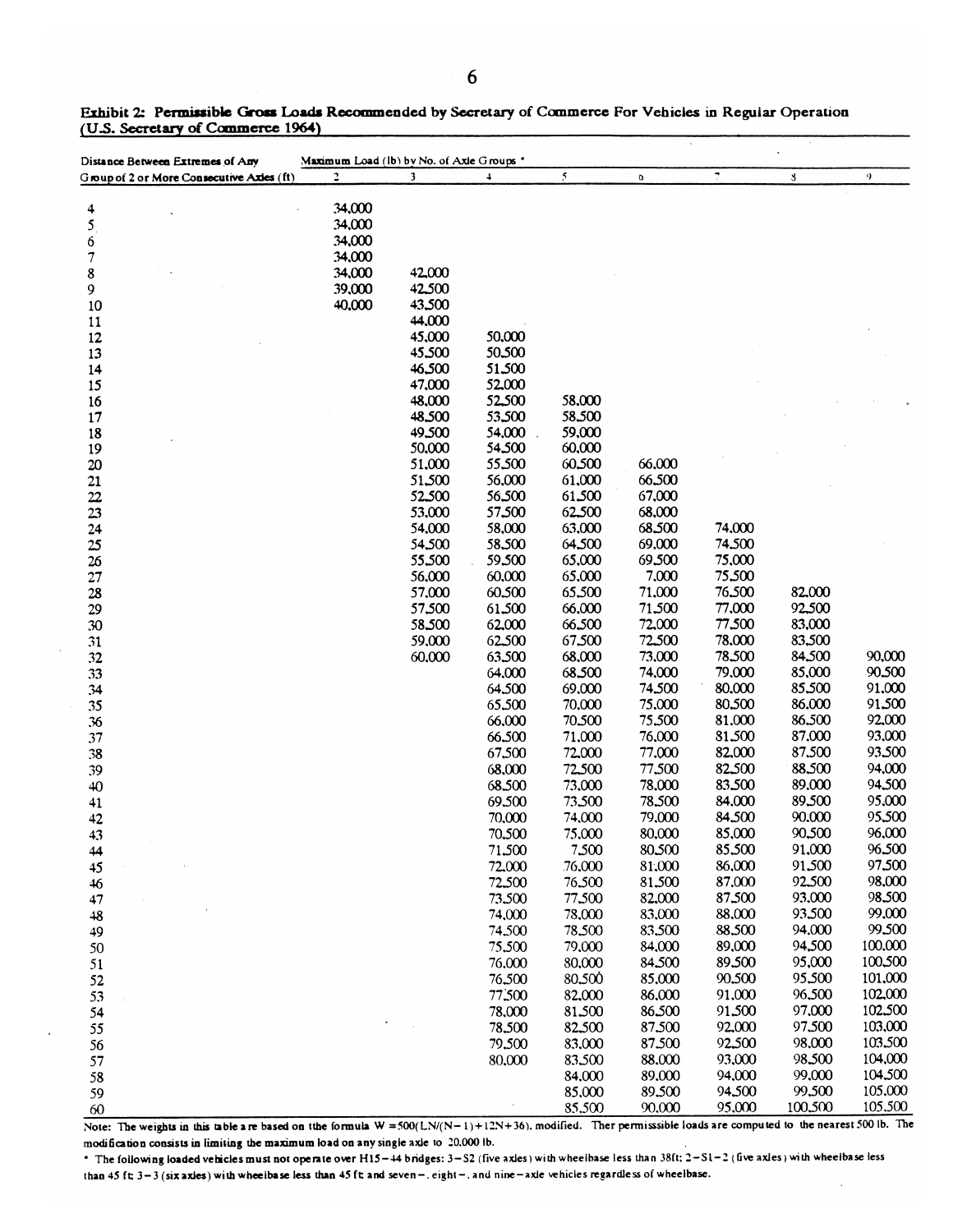**Exhibit 2: Permissible Gross Loads Recommended by Secretary of Commerce For Vehicles in Regular Operation (U.S. Secretary of Commerce 1964)**

| Distance Between Extremes of Any Group of 2 or More Consecutive Axles (ft) | Maximum Load (lb) by No. of Axle Groups * | | | | | | | |
|---|---|---|---|---|---|---|---|---|
| | 2 | 3 | 4 | 5 | 6 | 7 | 8 | 9 |
| 4 | 34,000 | | | | | | | |
| 5 | 34,000 | | | | | | | |
| 6 | 34,000 | | | | | | | |
| 7 | 34,000 | | | | | | | |
| 8 | 34,000 | 42,000 | | | | | | |
| 9 | 39,000 | 42,500 | | | | | | |
| 10 | 40,000 | 43,500 | | | | | | |
| 11 | | 44,000 | | | | | | |
| 12 | | 45,000 | 50,000 | | | | | |
| 13 | | 45,500 | 50,500 | | | | | |
| 14 | | 46,500 | 51,500 | | | | | |
| 15 | | 47,000 | 52,000 | | | | | |
| 16 | | 48,000 | 52,500 | 58,000 | | | | |
| 17 | | 48,500 | 53,500 | 58,500 | | | | |
| 18 | | 49,500 | 54,000 | 59,000 | | | | |
| 19 | | 50,000 | 54,500 | 60,000 | | | | |
| 20 | | 51,000 | 55,500 | 60,500 | 66,000 | | | |
| 21 | | 51,500 | 56,000 | 61,000 | 66,500 | | | |
| 22 | | 52,500 | 56,500 | 61,500 | 67,000 | | | |
| 23 | | 53,000 | 57,500 | 62,500 | 68,000 | | | |
| 24 | | 54,000 | 58,000 | 63,000 | 68,500 | 74,000 | | |
| 25 | | 54,500 | 58,500 | 64,500 | 69,000 | 74,500 | | |
| 26 | | 55,500 | 59,500 | 65,000 | 69,500 | 75,000 | | |
| 27 | | 56,000 | 60,000 | 65,000 | 7,000 | 75,500 | | |
| 28 | | 57,000 | 60,500 | 65,500 | 71,000 | 76,500 | 82,000 | |
| 29 | | 57,500 | 61,500 | 66,000 | 71,500 | 77,000 | 92,500 | |
| 30 | | 58,500 | 62,000 | 66,500 | 72,000 | 77,500 | 83,000 | |
| 31 | | 59,000 | 62,500 | 67,500 | 72,500 | 78,000 | 83,500 | |
| 32 | | 60,000 | 63,500 | 68,000 | 73,000 | 78,500 | 84,500 | 90,000 |
| 33 | | | 64,000 | 68,500 | 74,000 | 79,000 | 85,000 | 90,500 |
| 34 | | | 64,500 | 69,000 | 74,500 | 80,000 | 85,500 | 91,000 |
| 35 | | | 65,500 | 70,000 | 75,000 | 80,500 | 86,000 | 91,500 |
| 36 | | | 66,000 | 70,500 | 75,500 | 81,000 | 86,500 | 92,000 |
| 37 | | | 66,500 | 71,000 | 76,000 | 81,500 | 87,000 | 93,000 |
| 38 | | | 67,500 | 72,000 | 77,000 | 82,000 | 87,500 | 93,500 |
| 39 | | | 68,000 | 72,500 | 77,500 | 82,500 | 88,500 | 94,000 |
| 40 | | | 68,500 | 73,000 | 78,000 | 83,500 | 89,000 | 94,500 |
| 41 | | | 69,500 | 73,500 | 78,500 | 84,000 | 89,500 | 95,000 |
| 42 | | | 70,000 | 74,000 | 79,000 | 84,500 | 90,000 | 95,500 |
| 43 | | | 70,500 | 75,000 | 80,000 | 85,000 | 90,500 | 96,000 |
| 44 | | | 71,500 | 7,500 | 80,500 | 85,500 | 91,000 | 96,500 |
| 45 | | | 72,000 | 76,000 | 81,000 | 86,000 | 91,500 | 97,500 |
| 46 | | | 72,500 | 76,500 | 81,500 | 87,000 | 92,500 | 98,000 |
| 47 | | | 73,500 | 77,500 | 82,000 | 87,500 | 93,000 | 98,500 |
| 48 | | | 74,000 | 78,000 | 83,000 | 88,000 | 93,500 | 99,000 |
| 49 | | | 74,500 | 78,500 | 83,500 | 88,500 | 94,000 | 99,500 |
| 50 | | | 75,500 | 79,000 | 84,000 | 89,000 | 94,500 | 100,000 |
| 51 | | | 76,000 | 80,000 | 84,500 | 89,500 | 95,000 | 100,500 |
| 52 | | | 76,500 | 80,500 | 85,000 | 90,500 | 95,500 | 101,000 |
| 53 | | | 77,500 | 82,000 | 86,000 | 91,000 | 96,500 | 102,000 |
| 54 | | | 78,000 | 81,500 | 86,500 | 91,500 | 97,000 | 102,500 |
| 55 | | | 78,500 | 82,500 | 87,500 | 92,000 | 97,500 | 103,000 |
| 56 | | | 79,500 | 83,000 | 87,500 | 92,500 | 98,000 | 103,500 |
| 57 | | | 80,000 | 83,500 | 88,000 | 93,000 | 98,500 | 104,000 |
| 58 | | | | 84,000 | 89,000 | 94,000 | 99,000 | 104,500 |
| 59 | | | | 85,000 | 89,500 | 94,500 | 99,500 | 105,000 |
| 60 | | | | 85,500 | 90,000 | 95,000 | 100,500 | 105,500 |

Note: The weights in this table are based on tthe formula $W = 500(LN/(N-1) + 12N + 36)$, modified. Ther permissible loads are computed to the nearest 500 lb. The modification consists in limiting the maximum load on any single axle to 20,000 lb.

\* The following loaded vehicles must not operate over H15–44 bridges: 3–S2 (five axles) with wheelbase less than 38ft; 2–S1–2 (five axles) with wheelbase less than 45 ft; 3–3 (six axles) with wheelbase less than 45 ft; and seven–, eight–, and nine–axle vehicles regardless of wheelbase.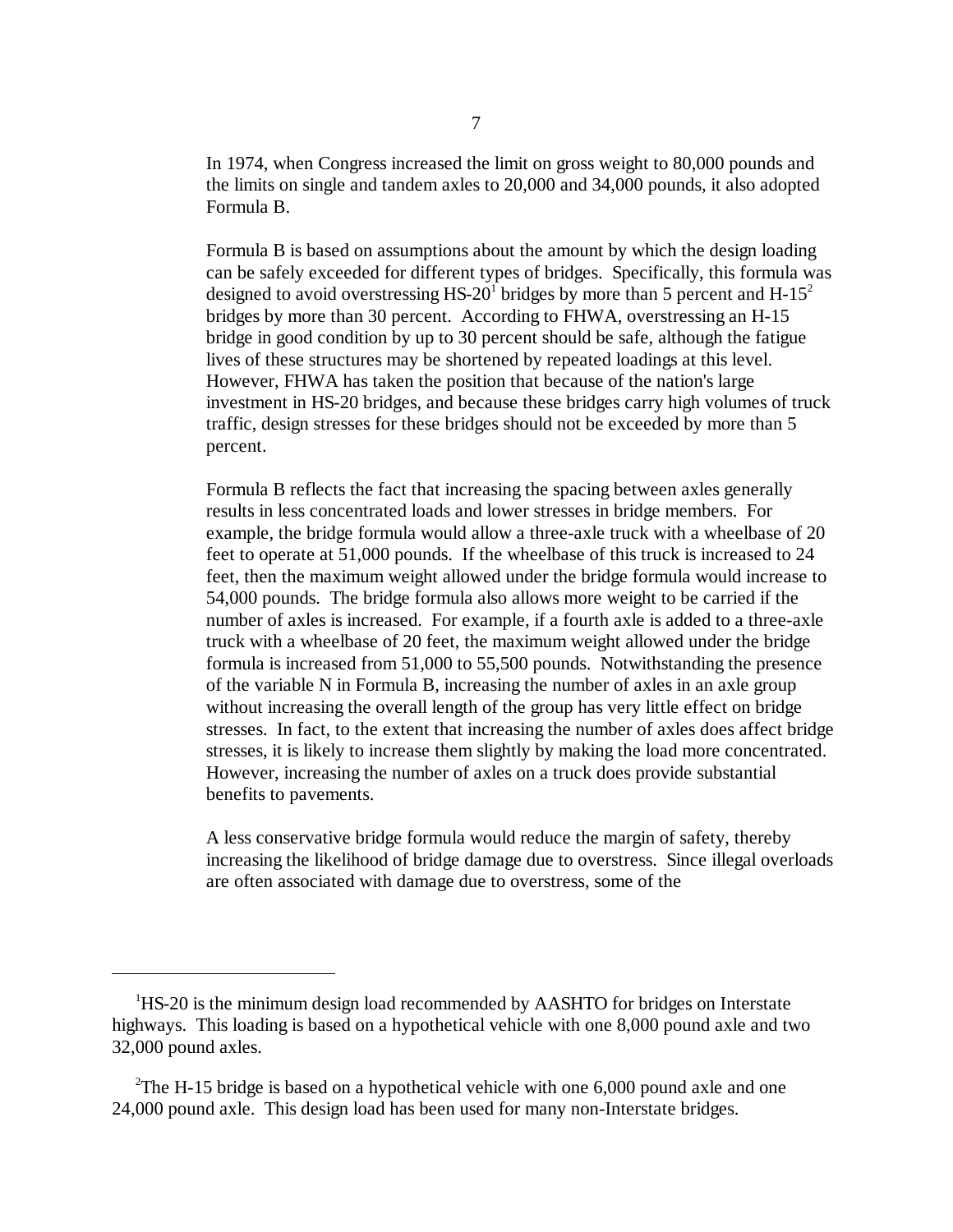In 1974, when Congress increased the limit on gross weight to 80,000 pounds and the limits on single and tandem axles to 20,000 and 34,000 pounds, it also adopted Formula B.

Formula B is based on assumptions about the amount by which the design loading can be safely exceeded for different types of bridges. Specifically, this formula was designed to avoid overstressing HS-20[1] bridges by more than 5 percent and H-15[2] bridges by more than 30 percent. According to FHWA, overstressing an H-15 bridge in good condition by up to 30 percent should be safe, although the fatigue lives of these structures may be shortened by repeated loadings at this level. However, FHWA has taken the position that because of the nation's large investment in HS-20 bridges, and because these bridges carry high volumes of truck traffic, design stresses for these bridges should not be exceeded by more than 5 percent.

Formula B reflects the fact that increasing the spacing between axles generally results in less concentrated loads and lower stresses in bridge members. For example, the bridge formula would allow a three-axle truck with a wheelbase of 20 feet to operate at 51,000 pounds. If the wheelbase of this truck is increased to 24 feet, then the maximum weight allowed under the bridge formula would increase to 54,000 pounds. The bridge formula also allows more weight to be carried if the number of axles is increased. For example, if a fourth axle is added to a three-axle truck with a wheelbase of 20 feet, the maximum weight allowed under the bridge formula is increased from 51,000 to 55,500 pounds. Notwithstanding the presence of the variable N in Formula B, increasing the number of axles in an axle group without increasing the overall length of the group has very little effect on bridge stresses. In fact, to the extent that increasing the number of axles does affect bridge stresses, it is likely to increase them slightly by making the load more concentrated. However, increasing the number of axles on a truck does provide substantial benefits to pavements.

A less conservative bridge formula would reduce the margin of safety, thereby increasing the likelihood of bridge damage due to overstress. Since illegal overloads are often associated with damage due to overstress, some of the

---

[1]HS-20 is the minimum design load recommended by AASHTO for bridges on Interstate highways. This loading is based on a hypothetical vehicle with one 8,000 pound axle and two 32,000 pound axles.

[2]The H-15 bridge is based on a hypothetical vehicle with one 6,000 pound axle and one 24,000 pound axle. This design load has been used for many non-Interstate bridges.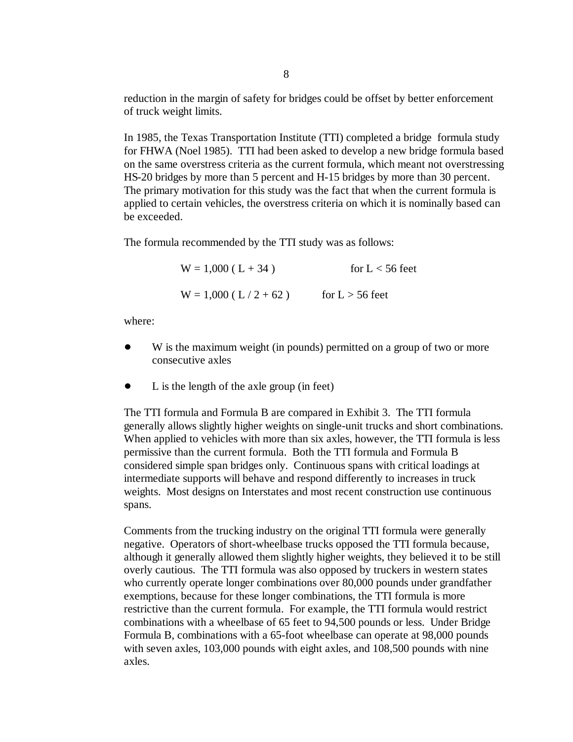reduction in the margin of safety for bridges could be offset by better enforcement of truck weight limits.

In 1985, the Texas Transportation Institute (TTI) completed a bridge formula study for FHWA (Noel 1985). TTI had been asked to develop a new bridge formula based on the same overstress criteria as the current formula, which meant not overstressing HS-20 bridges by more than 5 percent and H-15 bridges by more than 30 percent. The primary motivation for this study was the fact that when the current formula is applied to certain vehicles, the overstress criteria on which it is nominally based can be exceeded.

The formula recommended by the TTI study was as follows:

$$W = 1{,}000\,(L + 34) \qquad \text{for } L < 56 \text{ feet}$$

$$W = 1{,}000\,(L/2 + 62) \qquad \text{for } L > 56 \text{ feet}$$

where:

- W is the maximum weight (in pounds) permitted on a group of two or more consecutive axles
- L is the length of the axle group (in feet)

The TTI formula and Formula B are compared in Exhibit 3. The TTI formula generally allows slightly higher weights on single-unit trucks and short combinations. When applied to vehicles with more than six axles, however, the TTI formula is less permissive than the current formula. Both the TTI formula and Formula B considered simple span bridges only. Continuous spans with critical loadings at intermediate supports will behave and respond differently to increases in truck weights. Most designs on Interstates and most recent construction use continuous spans.

Comments from the trucking industry on the original TTI formula were generally negative. Operators of short-wheelbase trucks opposed the TTI formula because, although it generally allowed them slightly higher weights, they believed it to be still overly cautious. The TTI formula was also opposed by truckers in western states who currently operate longer combinations over 80,000 pounds under grandfather exemptions, because for these longer combinations, the TTI formula is more restrictive than the current formula. For example, the TTI formula would restrict combinations with a wheelbase of 65 feet to 94,500 pounds or less. Under Bridge Formula B, combinations with a 65-foot wheelbase can operate at 98,000 pounds with seven axles, 103,000 pounds with eight axles, and 108,500 pounds with nine axles.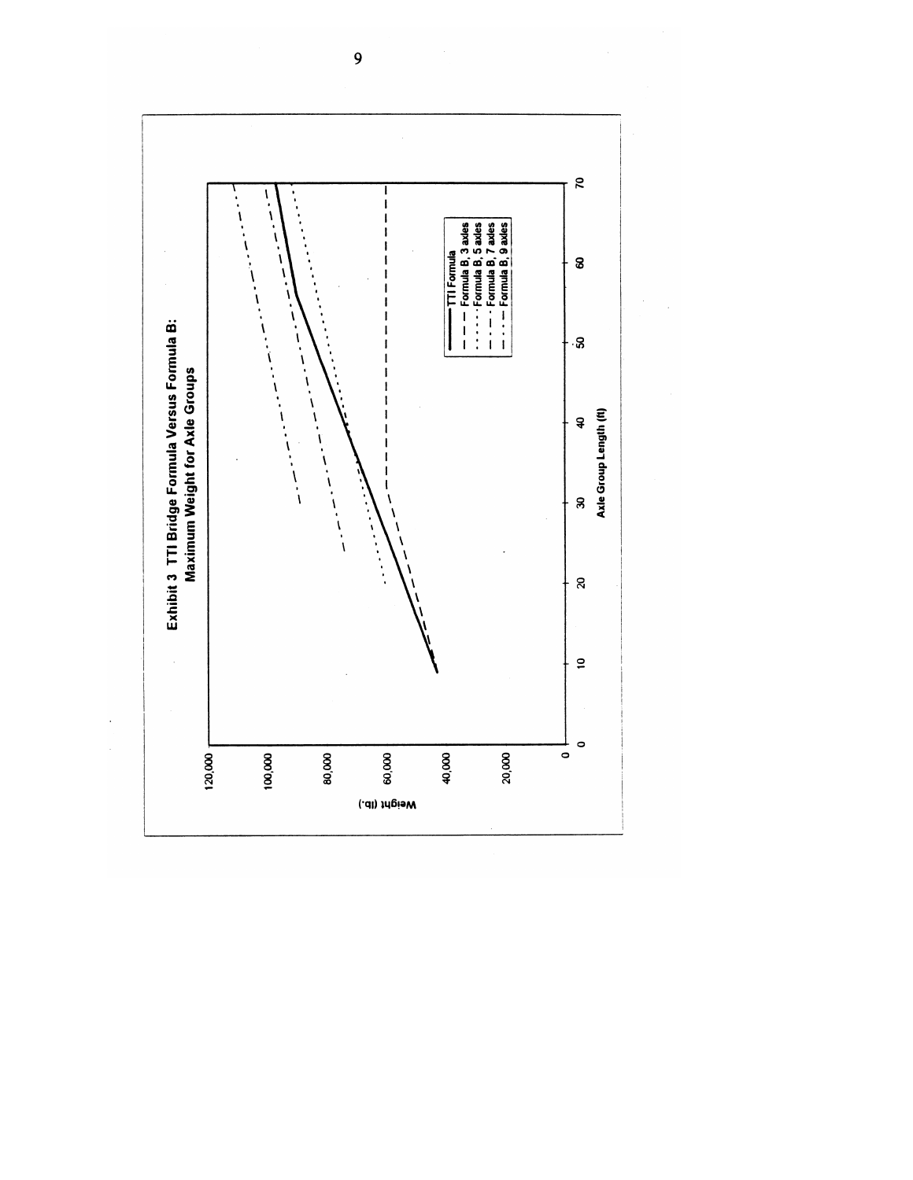## Exhibit 3 TTI Bridge Formula Versus Formula B: Maximum Weight for Axle Groups

Weight (lb.)

120,000
100,000
80,000
60,000
40,000
20,000
0

0 10 20 30 40 50 60 70

Axle Group Length (ft)

- TTI Formula
- Formula B, 3 axles
- Formula B, 5 axles
- Formula B, 7 axles
- Formula B, 9 axles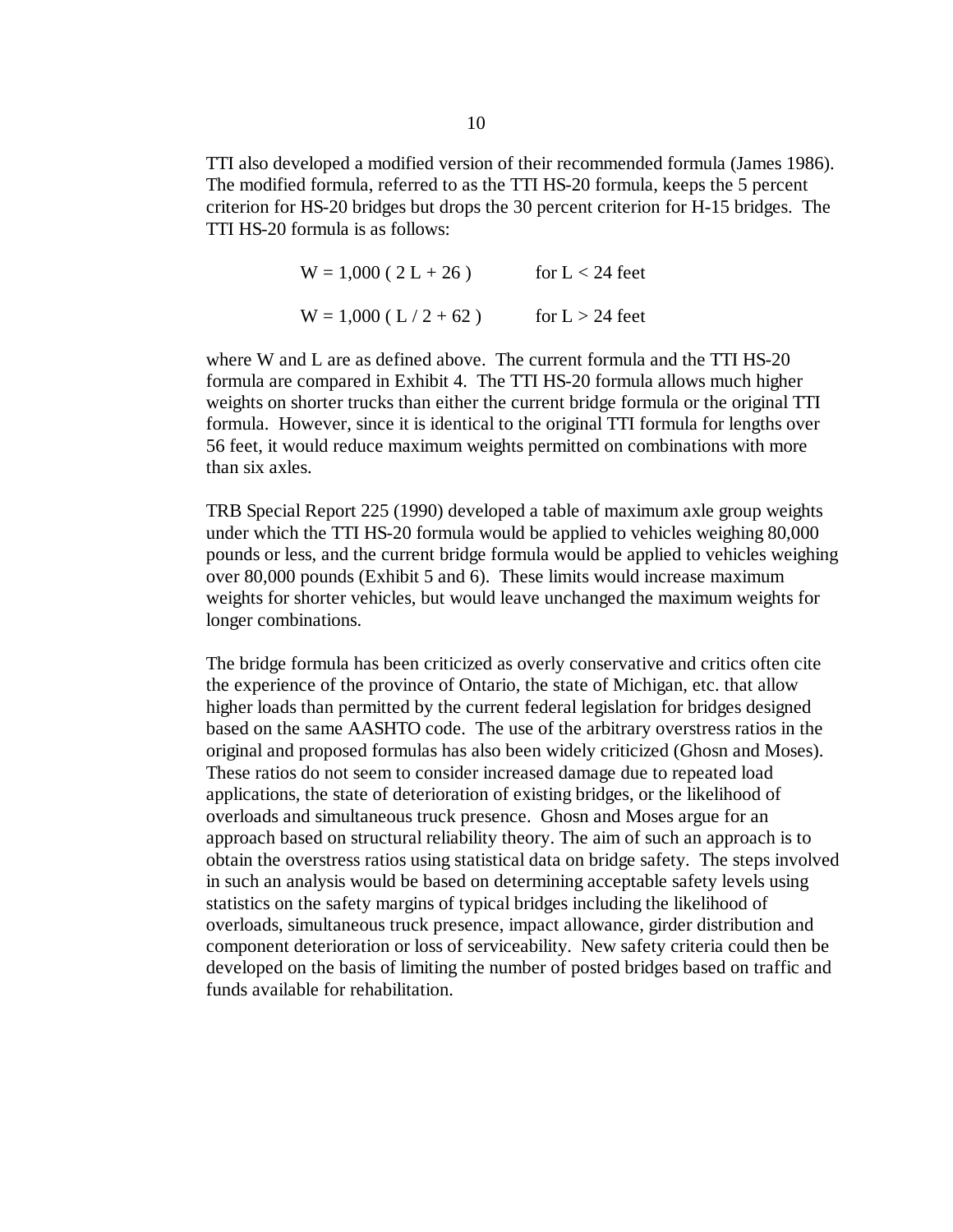TTI also developed a modified version of their recommended formula (James 1986). The modified formula, referred to as the TTI HS-20 formula, keeps the 5 percent criterion for HS-20 bridges but drops the 30 percent criterion for H-15 bridges. The TTI HS-20 formula is as follows:

$$W = 1{,}000\,(\,2\,L + 26\,) \qquad \text{for } L < 24 \text{ feet}$$

$$W = 1{,}000\,(\,L / 2 + 62\,) \qquad \text{for } L > 24 \text{ feet}$$

where W and L are as defined above. The current formula and the TTI HS-20 formula are compared in Exhibit 4. The TTI HS-20 formula allows much higher weights on shorter trucks than either the current bridge formula or the original TTI formula. However, since it is identical to the original TTI formula for lengths over 56 feet, it would reduce maximum weights permitted on combinations with more than six axles.

TRB Special Report 225 (1990) developed a table of maximum axle group weights under which the TTI HS-20 formula would be applied to vehicles weighing 80,000 pounds or less, and the current bridge formula would be applied to vehicles weighing over 80,000 pounds (Exhibit 5 and 6). These limits would increase maximum weights for shorter vehicles, but would leave unchanged the maximum weights for longer combinations.

The bridge formula has been criticized as overly conservative and critics often cite the experience of the province of Ontario, the state of Michigan, etc. that allow higher loads than permitted by the current federal legislation for bridges designed based on the same AASHTO code. The use of the arbitrary overstress ratios in the original and proposed formulas has also been widely criticized (Ghosn and Moses). These ratios do not seem to consider increased damage due to repeated load applications, the state of deterioration of existing bridges, or the likelihood of overloads and simultaneous truck presence. Ghosn and Moses argue for an approach based on structural reliability theory. The aim of such an approach is to obtain the overstress ratios using statistical data on bridge safety. The steps involved in such an analysis would be based on determining acceptable safety levels using statistics on the safety margins of typical bridges including the likelihood of overloads, simultaneous truck presence, impact allowance, girder distribution and component deterioration or loss of serviceability. New safety criteria could then be developed on the basis of limiting the number of posted bridges based on traffic and funds available for rehabilitation.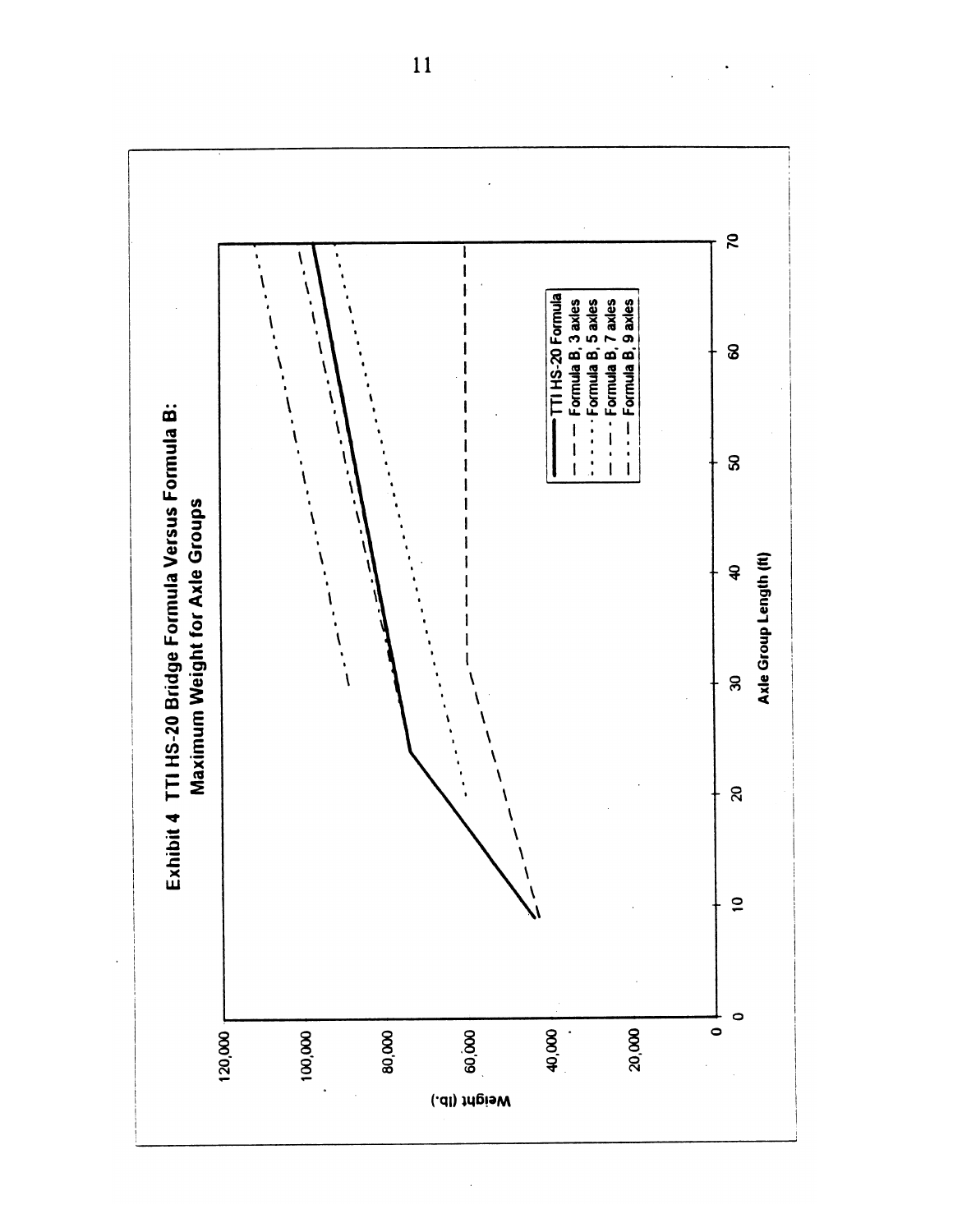**Exhibit 4 TTI HS-20 Bridge Formula Versus Formula B: Maximum Weight for Axle Groups**

Weight (lb.)

120,000
100,000
80,000
60,000
40,000
20,000
0

Axle Group Length (ft)

0 10 20 30 40 50 60 70

- TTI HS-20 Formula
- Formula B, 3 axles
- Formula B, 5 axles
- Formula B, 7 axles
- Formula B, 9 axles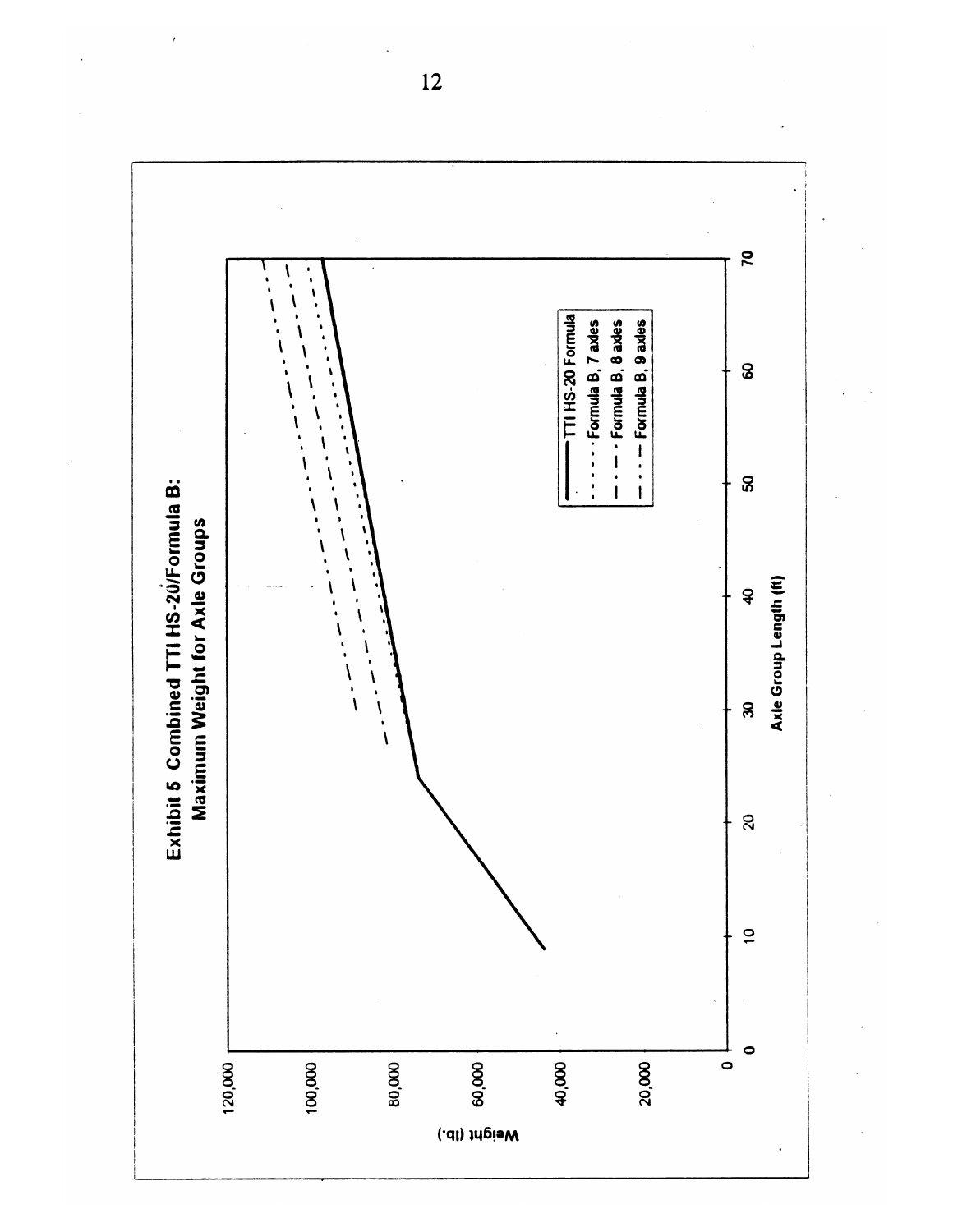**Exhibit 5 Combined TTI HS-20/Formula B: Maximum Weight for Axle Groups**

Weight (lb.)

120,000
100,000
80,000
60,000
40,000
20,000
0

0 10 20 30 40 50 60 70

Axle Group Length (ft)

- TTI HS-20 Formula
- Formula B, 7 axles
- Formula B, 8 axles
- Formula B, 9 axles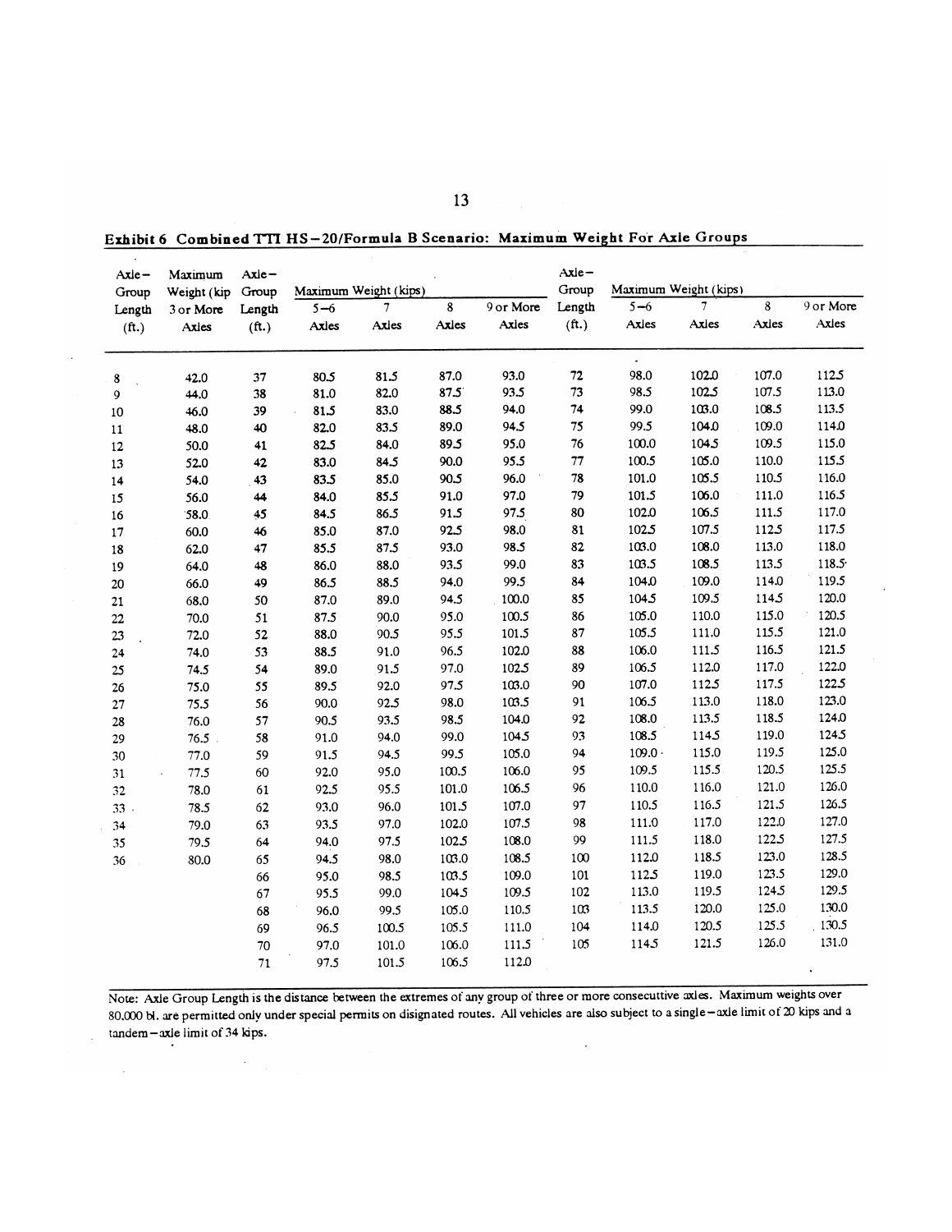**Exhibit 6 Combined TTI HS−20/Formula B Scenario: Maximum Weight For Axle Groups**

| Axle−Group Length (ft.) | Maximum Weight (kip 3 or More Axles | Axle−Group Length (ft.) | Maximum Weight (kips) | | | | Axle−Group Length (ft.) | Maximum Weight (kips) | | | |
|---|---|---|---|---|---|---|---|---|---|---|---|
| | | | 5−6 Axles | 7 Axles | 8 Axles | 9 or More Axles | | 5−6 Axles | 7 Axles | 8 Axles | 9 or More Axles |
| 8 | 42.0 | 37 | 80.5 | 81.5 | 87.0 | 93.0 | 72 | 98.0 | 102.0 | 107.0 | 112.5 |
| 9 | 44.0 | 38 | 81.0 | 82.0 | 87.5 | 93.5 | 73 | 98.5 | 102.5 | 107.5 | 113.0 |
| 10 | 46.0 | 39 | 81.5 | 83.0 | 88.5 | 94.0 | 74 | 99.0 | 103.0 | 108.5 | 113.5 |
| 11 | 48.0 | 40 | 82.0 | 83.5 | 89.0 | 94.5 | 75 | 99.5 | 104.0 | 109.0 | 114.0 |
| 12 | 50.0 | 41 | 82.5 | 84.0 | 89.5 | 95.0 | 76 | 100.0 | 104.5 | 109.5 | 115.0 |
| 13 | 52.0 | 42 | 83.0 | 84.5 | 90.0 | 95.5 | 77 | 100.5 | 105.0 | 110.0 | 115.5 |
| 14 | 54.0 | 43 | 83.5 | 85.0 | 90.5 | 96.0 | 78 | 101.0 | 105.5 | 110.5 | 116.0 |
| 15 | 56.0 | 44 | 84.0 | 85.5 | 91.0 | 97.0 | 79 | 101.5 | 106.0 | 111.0 | 116.5 |
| 16 | 58.0 | 45 | 84.5 | 86.5 | 91.5 | 97.5 | 80 | 102.0 | 106.5 | 111.5 | 117.0 |
| 17 | 60.0 | 46 | 85.0 | 87.0 | 92.5 | 98.0 | 81 | 102.5 | 107.5 | 112.5 | 117.5 |
| 18 | 62.0 | 47 | 85.5 | 87.5 | 93.0 | 98.5 | 82 | 103.0 | 108.0 | 113.0 | 118.0 |
| 19 | 64.0 | 48 | 86.0 | 88.0 | 93.5 | 99.0 | 83 | 103.5 | 108.5 | 113.5 | 118.5 |
| 20 | 66.0 | 49 | 86.5 | 88.5 | 94.0 | 99.5 | 84 | 104.0 | 109.0 | 114.0 | 119.5 |
| 21 | 68.0 | 50 | 87.0 | 89.0 | 94.5 | 100.0 | 85 | 104.5 | 109.5 | 114.5 | 120.0 |
| 22 | 70.0 | 51 | 87.5 | 90.0 | 95.0 | 100.5 | 86 | 105.0 | 110.0 | 115.0 | 120.5 |
| 23 | 72.0 | 52 | 88.0 | 90.5 | 95.5 | 101.5 | 87 | 105.5 | 111.0 | 115.5 | 121.0 |
| 24 | 74.0 | 53 | 88.5 | 91.0 | 96.5 | 102.0 | 88 | 106.0 | 111.5 | 116.5 | 121.5 |
| 25 | 74.5 | 54 | 89.0 | 91.5 | 97.0 | 102.5 | 89 | 106.5 | 112.0 | 117.0 | 122.0 |
| 26 | 75.0 | 55 | 89.5 | 92.0 | 97.5 | 103.0 | 90 | 107.0 | 112.5 | 117.5 | 122.5 |
| 27 | 75.5 | 56 | 90.0 | 92.5 | 98.0 | 103.5 | 91 | 106.5 | 113.0 | 118.0 | 123.0 |
| 28 | 76.0 | 57 | 90.5 | 93.5 | 98.5 | 104.0 | 92 | 108.0 | 113.5 | 118.5 | 124.0 |
| 29 | 76.5 | 58 | 91.0 | 94.0 | 99.0 | 104.5 | 93 | 108.5 | 114.5 | 119.0 | 124.5 |
| 30 | 77.0 | 59 | 91.5 | 94.5 | 99.5 | 105.0 | 94 | 109.0 | 115.0 | 119.5 | 125.0 |
| 31 | 77.5 | 60 | 92.0 | 95.0 | 100.5 | 106.0 | 95 | 109.5 | 115.5 | 120.5 | 125.5 |
| 32 | 78.0 | 61 | 92.5 | 95.5 | 101.0 | 106.5 | 96 | 110.0 | 116.0 | 121.0 | 126.0 |
| 33 | 78.5 | 62 | 93.0 | 96.0 | 101.5 | 107.0 | 97 | 110.5 | 116.5 | 121.5 | 126.5 |
| 34 | 79.0 | 63 | 93.5 | 97.0 | 102.0 | 107.5 | 98 | 111.0 | 117.0 | 122.0 | 127.0 |
| 35 | 79.5 | 64 | 94.0 | 97.5 | 102.5 | 108.0 | 99 | 111.5 | 118.0 | 122.5 | 127.5 |
| 36 | 80.0 | 65 | 94.5 | 98.0 | 103.0 | 108.5 | 100 | 112.0 | 118.5 | 123.0 | 128.5 |
| | | 66 | 95.0 | 98.5 | 103.5 | 109.0 | 101 | 112.5 | 119.0 | 123.5 | 129.0 |
| | | 67 | 95.5 | 99.0 | 104.5 | 109.5 | 102 | 113.0 | 119.5 | 124.5 | 129.5 |
| | | 68 | 96.0 | 99.5 | 105.0 | 110.5 | 103 | 113.5 | 120.0 | 125.0 | 130.0 |
| | | 69 | 96.5 | 100.5 | 105.5 | 111.0 | 104 | 114.0 | 120.5 | 125.5 | 130.5 |
| | | 70 | 97.0 | 101.0 | 106.0 | 111.5 | 105 | 114.5 | 121.5 | 126.0 | 131.0 |
| | | 71 | 97.5 | 101.5 | 106.5 | 112.0 | | | | | |

Note: Axle Group Length is the distance between the extremes of any group of three or more consecuttive axles. Maximum weights over 80,000 lb. are permitted only under special permits on disignated routes. All vehicles are also subject to a single−axle limit of 20 kips and a tandem−axle limit of 34 kips.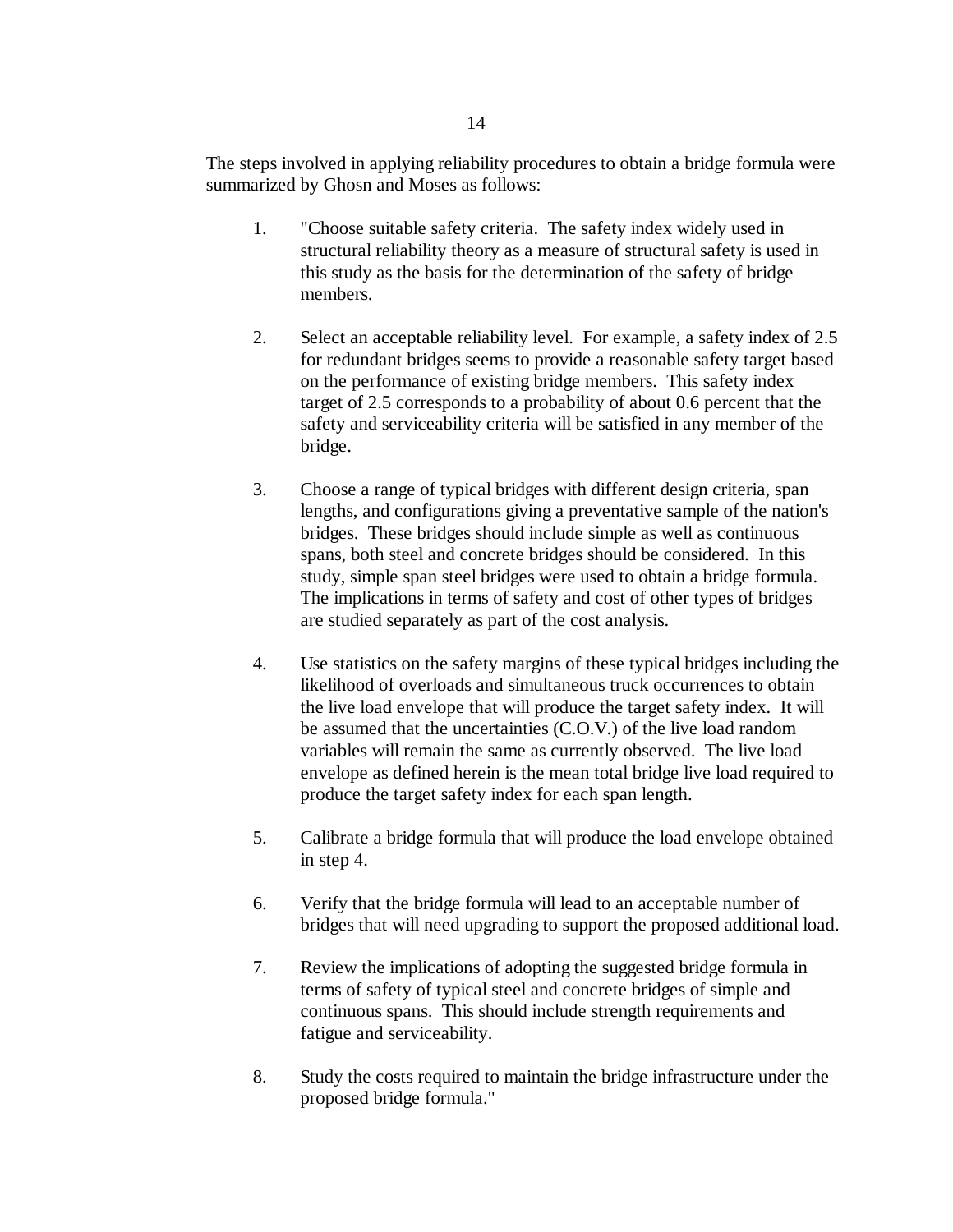The steps involved in applying reliability procedures to obtain a bridge formula were summarized by Ghosn and Moses as follows:

1. "Choose suitable safety criteria. The safety index widely used in structural reliability theory as a measure of structural safety is used in this study as the basis for the determination of the safety of bridge members.

2. Select an acceptable reliability level. For example, a safety index of 2.5 for redundant bridges seems to provide a reasonable safety target based on the performance of existing bridge members. This safety index target of 2.5 corresponds to a probability of about 0.6 percent that the safety and serviceability criteria will be satisfied in any member of the bridge.

3. Choose a range of typical bridges with different design criteria, span lengths, and configurations giving a preventative sample of the nation's bridges. These bridges should include simple as well as continuous spans, both steel and concrete bridges should be considered. In this study, simple span steel bridges were used to obtain a bridge formula. The implications in terms of safety and cost of other types of bridges are studied separately as part of the cost analysis.

4. Use statistics on the safety margins of these typical bridges including the likelihood of overloads and simultaneous truck occurrences to obtain the live load envelope that will produce the target safety index. It will be assumed that the uncertainties (C.O.V.) of the live load random variables will remain the same as currently observed. The live load envelope as defined herein is the mean total bridge live load required to produce the target safety index for each span length.

5. Calibrate a bridge formula that will produce the load envelope obtained in step 4.

6. Verify that the bridge formula will lead to an acceptable number of bridges that will need upgrading to support the proposed additional load.

7. Review the implications of adopting the suggested bridge formula in terms of safety of typical steel and concrete bridges of simple and continuous spans. This should include strength requirements and fatigue and serviceability.

8. Study the costs required to maintain the bridge infrastructure under the proposed bridge formula."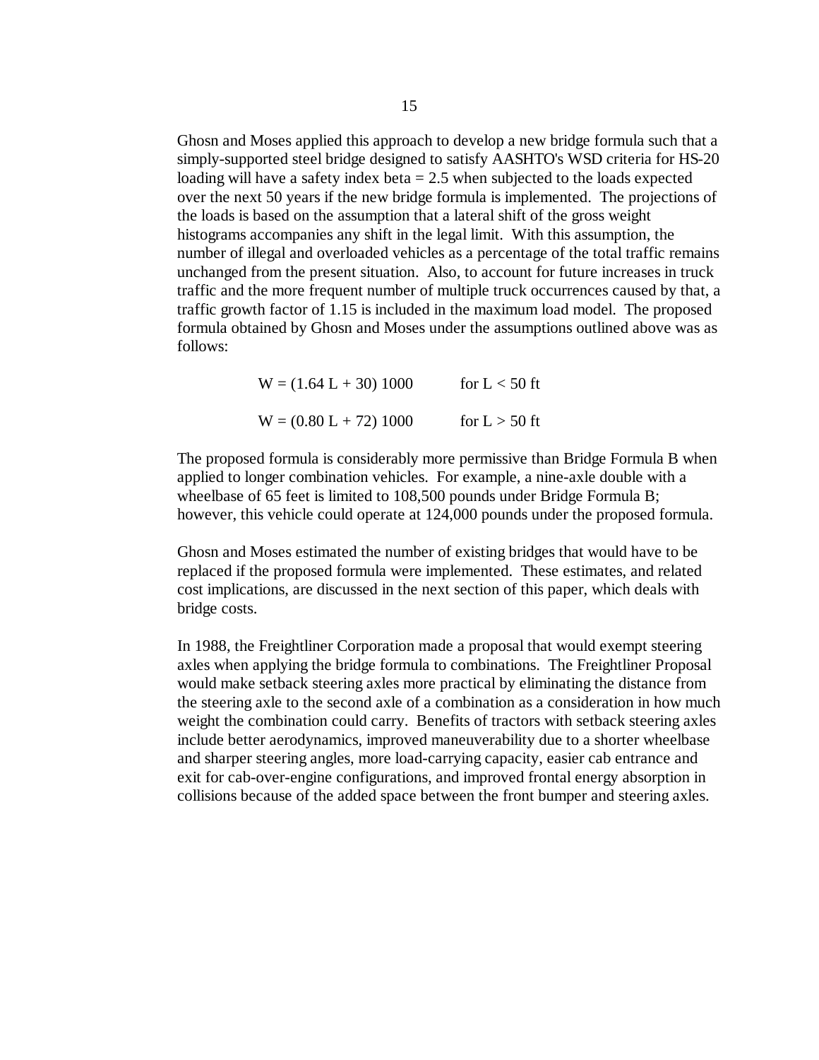Ghosn and Moses applied this approach to develop a new bridge formula such that a simply-supported steel bridge designed to satisfy AASHTO's WSD criteria for HS-20 loading will have a safety index beta = 2.5 when subjected to the loads expected over the next 50 years if the new bridge formula is implemented. The projections of the loads is based on the assumption that a lateral shift of the gross weight histograms accompanies any shift in the legal limit. With this assumption, the number of illegal and overloaded vehicles as a percentage of the total traffic remains unchanged from the present situation. Also, to account for future increases in truck traffic and the more frequent number of multiple truck occurrences caused by that, a traffic growth factor of 1.15 is included in the maximum load model. The proposed formula obtained by Ghosn and Moses under the assumptions outlined above was as follows:

$$W = (1.64\,L + 30)\,1000 \qquad \text{for } L < 50 \text{ ft}$$

$$W = (0.80\,L + 72)\,1000 \qquad \text{for } L > 50 \text{ ft}$$

The proposed formula is considerably more permissive than Bridge Formula B when applied to longer combination vehicles. For example, a nine-axle double with a wheelbase of 65 feet is limited to 108,500 pounds under Bridge Formula B; however, this vehicle could operate at 124,000 pounds under the proposed formula.

Ghosn and Moses estimated the number of existing bridges that would have to be replaced if the proposed formula were implemented. These estimates, and related cost implications, are discussed in the next section of this paper, which deals with bridge costs.

In 1988, the Freightliner Corporation made a proposal that would exempt steering axles when applying the bridge formula to combinations. The Freightliner Proposal would make setback steering axles more practical by eliminating the distance from the steering axle to the second axle of a combination as a consideration in how much weight the combination could carry. Benefits of tractors with setback steering axles include better aerodynamics, improved maneuverability due to a shorter wheelbase and sharper steering angles, more load-carrying capacity, easier cab entrance and exit for cab-over-engine configurations, and improved frontal energy absorption in collisions because of the added space between the front bumper and steering axles.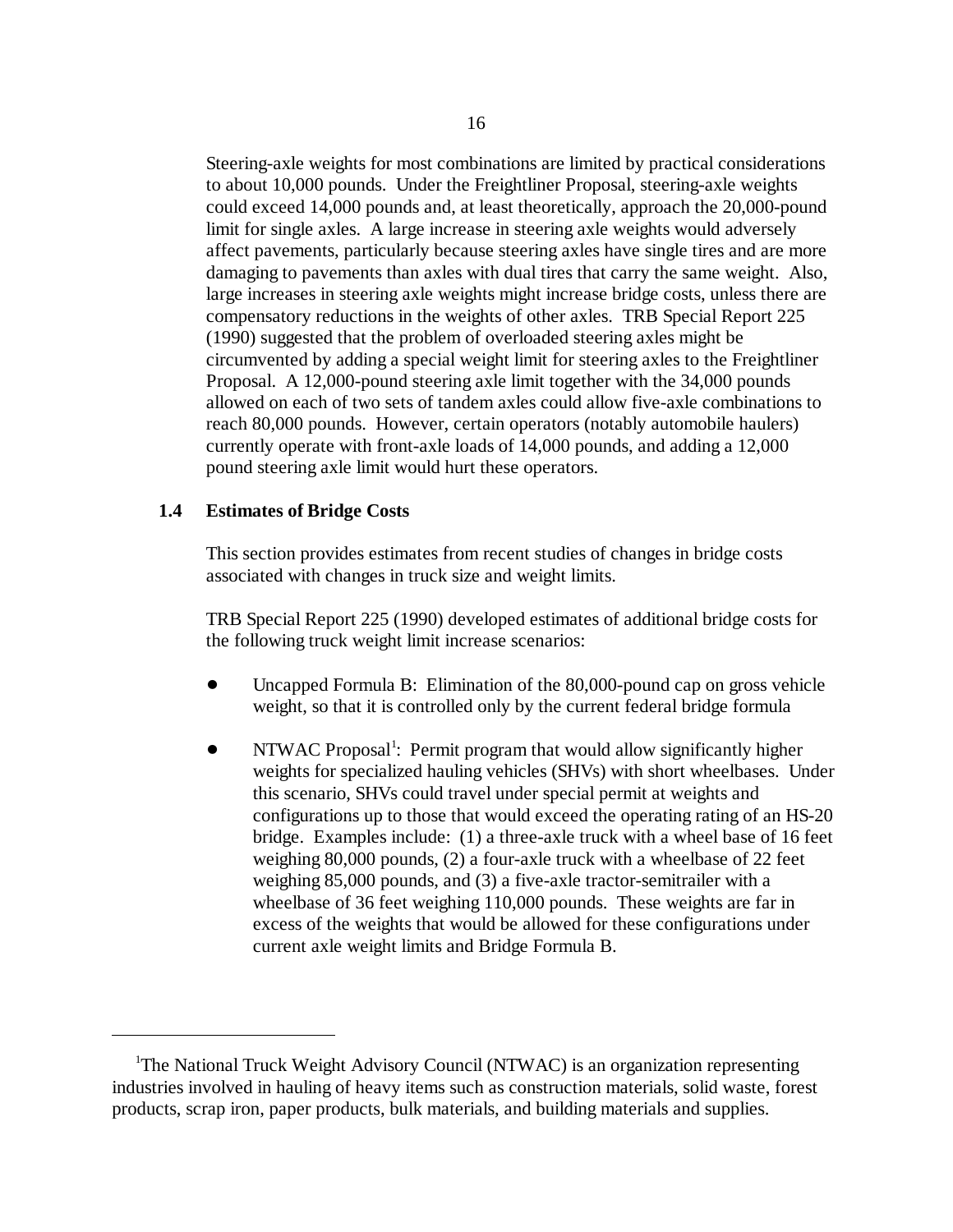Steering-axle weights for most combinations are limited by practical considerations to about 10,000 pounds. Under the Freightliner Proposal, steering-axle weights could exceed 14,000 pounds and, at least theoretically, approach the 20,000-pound limit for single axles. A large increase in steering axle weights would adversely affect pavements, particularly because steering axles have single tires and are more damaging to pavements than axles with dual tires that carry the same weight. Also, large increases in steering axle weights might increase bridge costs, unless there are compensatory reductions in the weights of other axles. TRB Special Report 225 (1990) suggested that the problem of overloaded steering axles might be circumvented by adding a special weight limit for steering axles to the Freightliner Proposal. A 12,000-pound steering axle limit together with the 34,000 pounds allowed on each of two sets of tandem axles could allow five-axle combinations to reach 80,000 pounds. However, certain operators (notably automobile haulers) currently operate with front-axle loads of 14,000 pounds, and adding a 12,000 pound steering axle limit would hurt these operators.

## 1.4 Estimates of Bridge Costs

This section provides estimates from recent studies of changes in bridge costs associated with changes in truck size and weight limits.

TRB Special Report 225 (1990) developed estimates of additional bridge costs for the following truck weight limit increase scenarios:

- Uncapped Formula B: Elimination of the 80,000-pound cap on gross vehicle weight, so that it is controlled only by the current federal bridge formula

- NTWAC Proposal[1]: Permit program that would allow significantly higher weights for specialized hauling vehicles (SHVs) with short wheelbases. Under this scenario, SHVs could travel under special permit at weights and configurations up to those that would exceed the operating rating of an HS-20 bridge. Examples include: (1) a three-axle truck with a wheel base of 16 feet weighing 80,000 pounds, (2) a four-axle truck with a wheelbase of 22 feet weighing 85,000 pounds, and (3) a five-axle tractor-semitrailer with a wheelbase of 36 feet weighing 110,000 pounds. These weights are far in excess of the weights that would be allowed for these configurations under current axle weight limits and Bridge Formula B.

---

[1]The National Truck Weight Advisory Council (NTWAC) is an organization representing industries involved in hauling of heavy items such as construction materials, solid waste, forest products, scrap iron, paper products, bulk materials, and building materials and supplies.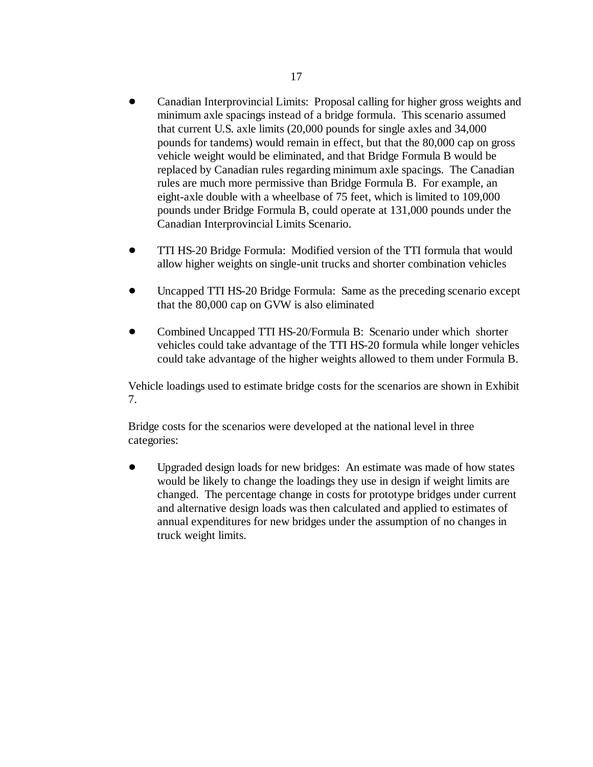- Canadian Interprovincial Limits: Proposal calling for higher gross weights and minimum axle spacings instead of a bridge formula. This scenario assumed that current U.S. axle limits (20,000 pounds for single axles and 34,000 pounds for tandems) would remain in effect, but that the 80,000 cap on gross vehicle weight would be eliminated, and that Bridge Formula B would be replaced by Canadian rules regarding minimum axle spacings. The Canadian rules are much more permissive than Bridge Formula B. For example, an eight-axle double with a wheelbase of 75 feet, which is limited to 109,000 pounds under Bridge Formula B, could operate at 131,000 pounds under the Canadian Interprovincial Limits Scenario.

- TTI HS-20 Bridge Formula: Modified version of the TTI formula that would allow higher weights on single-unit trucks and shorter combination vehicles

- Uncapped TTI HS-20 Bridge Formula: Same as the preceding scenario except that the 80,000 cap on GVW is also eliminated

- Combined Uncapped TTI HS-20/Formula B: Scenario under which shorter vehicles could take advantage of the TTI HS-20 formula while longer vehicles could take advantage of the higher weights allowed to them under Formula B.

Vehicle loadings used to estimate bridge costs for the scenarios are shown in Exhibit 7.

Bridge costs for the scenarios were developed at the national level in three categories:

- Upgraded design loads for new bridges: An estimate was made of how states would be likely to change the loadings they use in design if weight limits are changed. The percentage change in costs for prototype bridges under current and alternative design loads was then calculated and applied to estimates of annual expenditures for new bridges under the assumption of no changes in truck weight limits.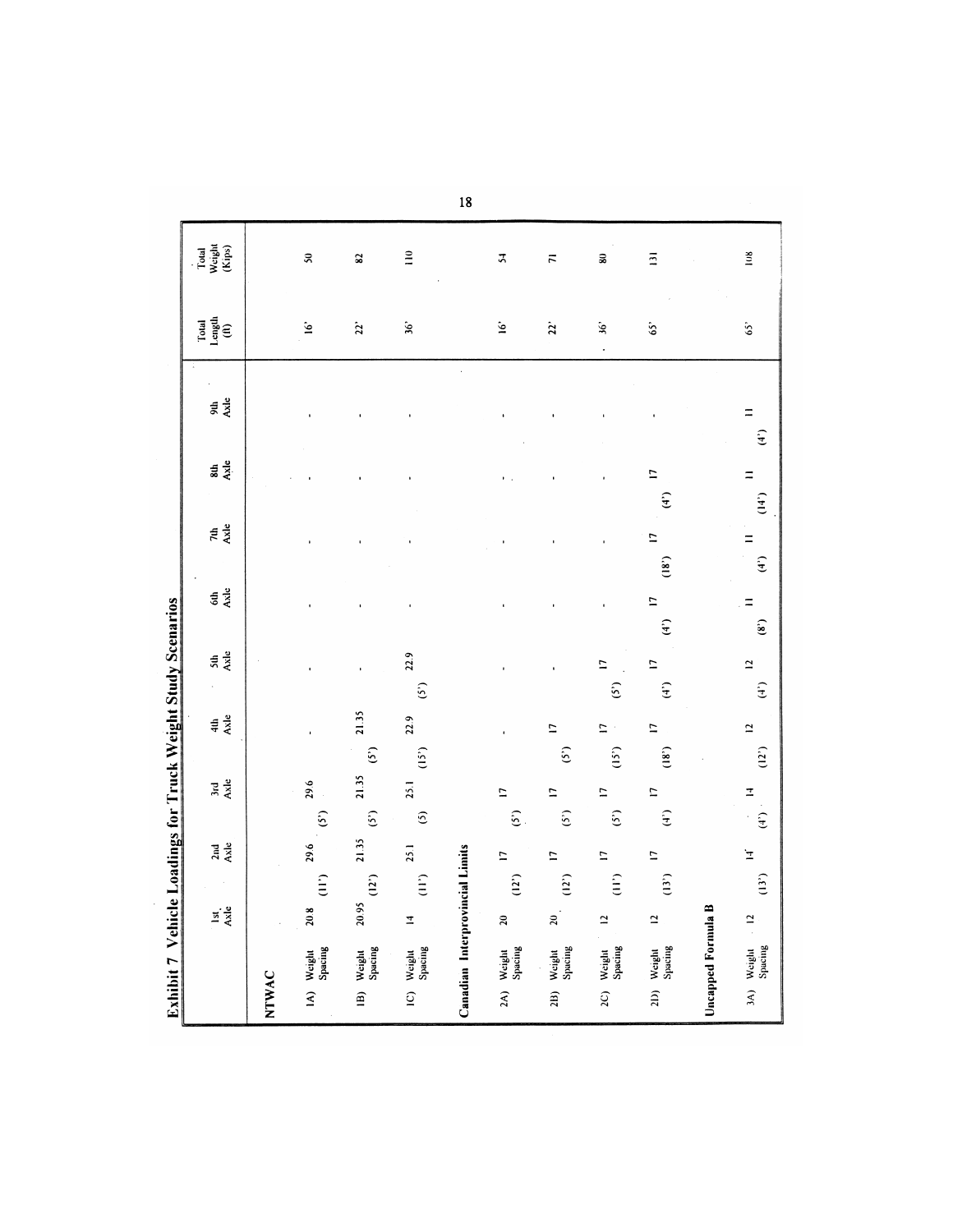# Exhibit 7 Vehicle Loadings for Truck Weight Study Scenarios

| | | 1st Axle | 2nd Axle | 3rd Axle | 4th Axle | 5th Axle | 6th Axle | 7th Axle | 8th Axle | 9th Axle | Total Length (ft) | Total Weight (Kips) |
|---|---|---|---|---|---|---|---|---|---|---|---|---|
| **NTWAC** | | | | | | | | | | | | |
| 1A) | Weight | 20.8 | 29.6 | 29.6 | - | - | - | - | - | - | 16' | 50 |
| | Spacing | | (11') | (5') | | | | | | | | |
| 1B) | Weight | 20.95 | 21.35 | 21.35 | 21.35 | - | - | - | - | - | 22' | 82 |
| | Spacing | | (12') | (5') | (5') | | | | | | | |
| 1C) | Weight | 14 | 25.1 | 25.1 | 22.9 | 22.9 | - | - | - | - | 36' | 110 |
| | Spacing | | (11') | (5) | (15') | (5') | | | | | | |
| **Canadian Interprovincial Limits** | | | | | | | | | | | | |
| 2A) | Weight | 20 | 17 | 17 | - | - | - | - | - | - | 16' | 54 |
| | Spacing | | (12') | (5') | | | | | | | | |
| 2B) | Weight | 20 | 17 | 17 | 17 | - | - | - | - | - | 22' | 71 |
| | Spacing | | (12') | (5') | (5') | | | | | | | |
| 2C) | Weight | 12 | 17 | 17 | 17 | 17 | - | - | - | - | 36' | 80 |
| | Spacing | | (11') | (5') | (15') | (5') | | | | | | |
| 2D) | Weight | 12 | 17 | 17 | 17 | 17 | 17 | 17 | 17 | - | 65' | 131 |
| | Spacing | | (13') | (4') | (18') | (4') | (4') | (18') | (4') | | | |
| **Uncapped Formula B** | | | | | | | | | | | | |
| 3A) | Weight | 12 | 14 | 14 | 12 | 12 | 11 | 11 | 11 | 11 | 65' | 108 |
| | Spacing | | (13') | (4') | (12') | (4') | (8') | (4') | (14') | (4') | | |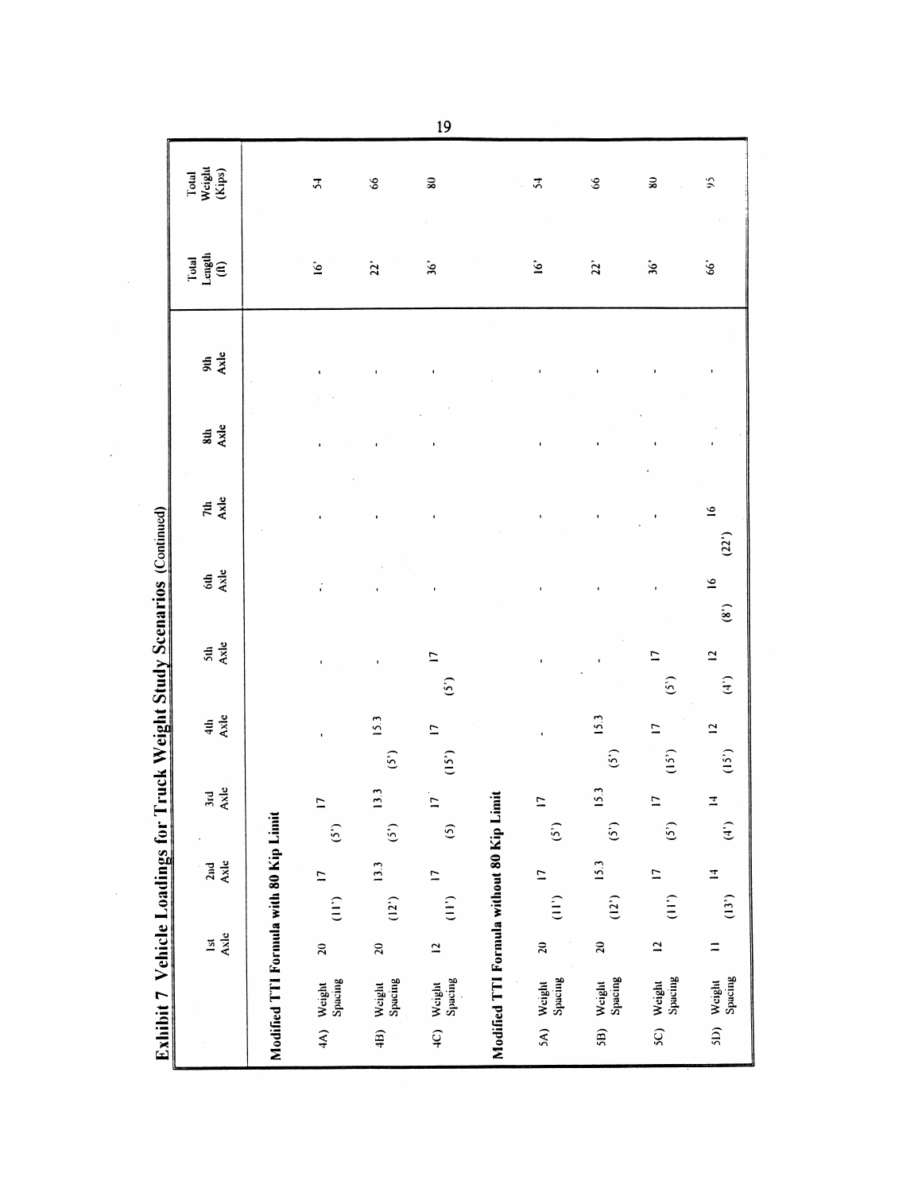# Exhibit 7 Vehicle Loadings for Truck Weight Study Scenarios (Continued)

| | | 1st Axle | | 2nd Axle | | 3rd Axle | | 4th Axle | | 5th Axle | | 6th Axle | | 7th Axle | | 8th Axle | | 9th Axle | Total Length (ft) | Total Weight (Kips) |
|---|---|---|---|---|---|---|---|---|---|---|---|---|---|---|---|---|---|---|---|---|
| **Modified TTI Formula with 80 Kip Limit** | | | | | | | | | | | | | | | | | | | | |
| 4A) | Weight / Spacing | 20 | (11') | 17 | (5') | 17 | | - | | - | | - | | - | | - | | - | 16' | 54 |
| 4B) | Weight / Spacing | 20 | (12') | 13.3 | (5') | 13.3 | (5') | 13.3 | | - | | - | | - | | - | | - | 22' | 66 |
| 4C) | Weight / Spacing | 12 | (11') | 17 | (5) | 17 | (15') | 17 | (5') | 17 | | - | | - | | - | | - | 36' | 80 |
| **Modified TTI Formula without 80 Kip Limit** | | | | | | | | | | | | | | | | | | | | |
| 5A) | Weight / Spacing | 20 | (11') | 17 | (5') | 17 | | - | | - | | - | | - | | - | | - | 16' | 54 |
| 5B) | Weight / Spacing | 20 | (12') | 15.3 | (5') | 15.3 | (5') | 15.3 | | - | | - | | - | | - | | - | 22' | 66 |
| 5C) | Weight / Spacing | 12 | (11') | 17 | (5') | 17 | (15') | 17 | (5') | 17 | | - | | - | | - | | - | 36' | 80 |
| 5D) | Weight / Spacing | 11 | (13') | 14 | (4') | 14 | (15') | 12 | (4') | 12 | (8') | 16 | (22') | 16 | | - | | - | 66' | 95 |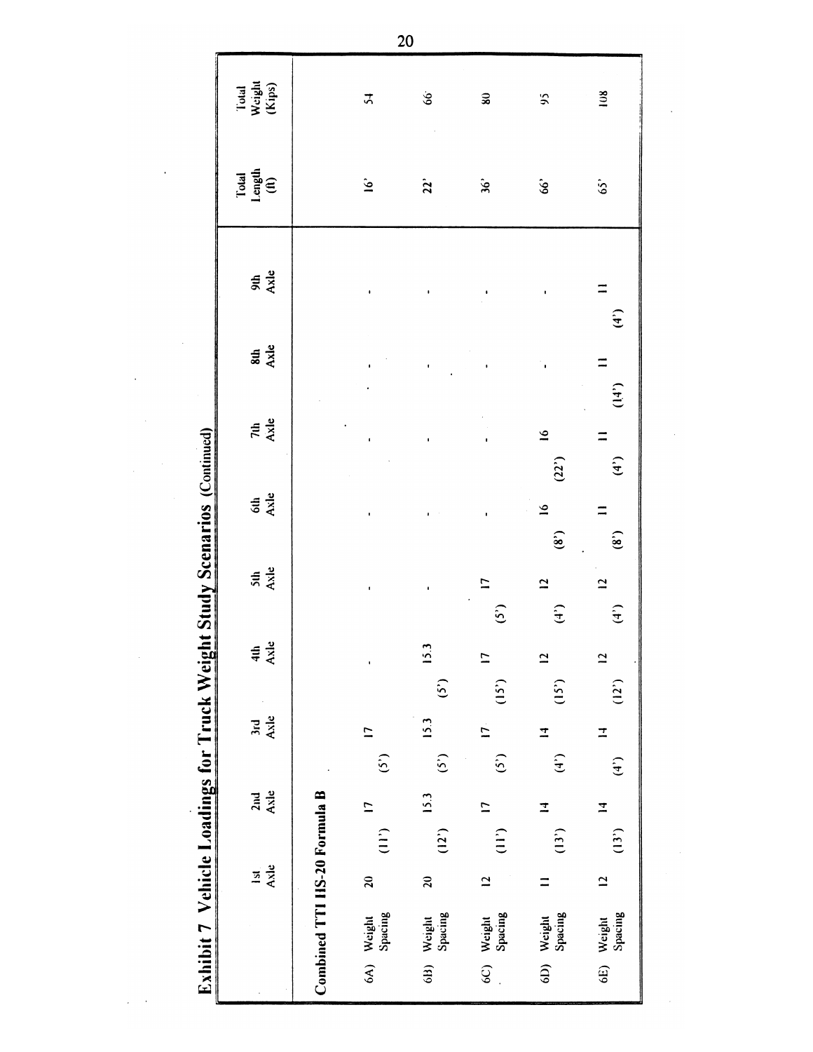## Exhibit 7 Vehicle Loadings for Truck Weight Study Scenarios (Continued)

| | | 1st Axle | | 2nd Axle | | 3rd Axle | | 4th Axle | | 5th Axle | | 6th Axle | | 7th Axle | | 8th Axle | | 9th Axle | Total Length (ft) | Total Weight (Kips) |
|---|---|---|---|---|---|---|---|---|---|---|---|---|---|---|---|---|---|---|---|---|
| **Combined TTI HS-20 Formula B** | | | | | | | | | | | | | | | | | | | | |
| 6A) | Weight | 20 | | 17 | | 17 | | - | | - | | - | | - | | - | | - | 16' | 54 |
| | Spacing | | (11') | | (5') | | | | | | | | | | | | | | | |
| 6B) | Weight | 20 | | 15.3 | | 15.3 | | 15.3 | | - | | - | | - | | - | | - | 22' | 66 |
| | Spacing | | (12') | | (5') | | (5') | | | | | | | | | | | | | |
| 6C) | Weight | 12 | | 17 | | 17 | | 17 | | 17 | | - | | - | | - | | - | 36' | 80 |
| | Spacing | | (11') | | (5') | | (15') | | (5') | | | | | | | | | | | |
| 6D) | Weight | 11 | | 14 | | 14 | | 12 | | 12 | | 16 | | 16 | | - | | - | 66' | 95 |
| | Spacing | | (13') | | (4') | | (15') | | (4') | | (8') | | (22') | | | | | | | |
| 6E) | Weight | 12 | | 14 | | 14 | | 12 | | 12 | | 11 | | 11 | | 11 | | 11 | 65' | 108 |
| | Spacing | | (13') | | (4') | | (12') | | (4') | | (8') | | (4') | | (14') | | (4') | | | |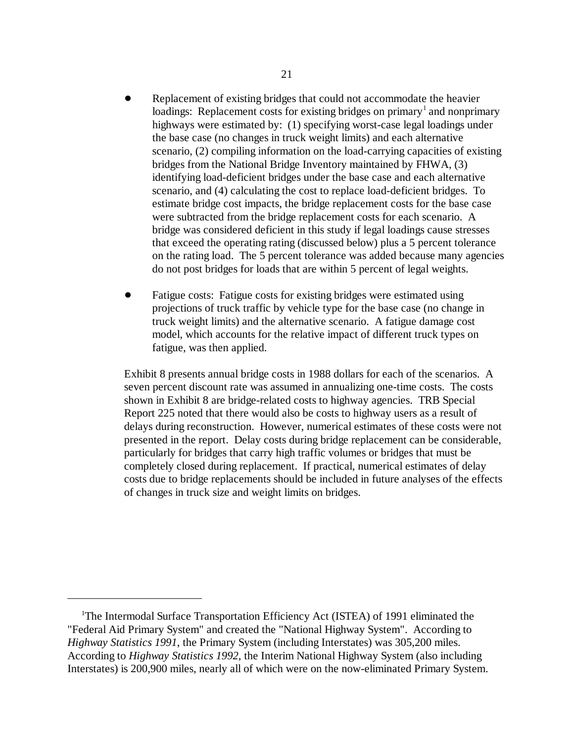- Replacement of existing bridges that could not accommodate the heavier loadings: Replacement costs for existing bridges on primary[1] and nonprimary highways were estimated by: (1) specifying worst-case legal loadings under the base case (no changes in truck weight limits) and each alternative scenario, (2) compiling information on the load-carrying capacities of existing bridges from the National Bridge Inventory maintained by FHWA, (3) identifying load-deficient bridges under the base case and each alternative scenario, and (4) calculating the cost to replace load-deficient bridges. To estimate bridge cost impacts, the bridge replacement costs for the base case were subtracted from the bridge replacement costs for each scenario. A bridge was considered deficient in this study if legal loadings cause stresses that exceed the operating rating (discussed below) plus a 5 percent tolerance on the rating load. The 5 percent tolerance was added because many agencies do not post bridges for loads that are within 5 percent of legal weights.

- Fatigue costs: Fatigue costs for existing bridges were estimated using projections of truck traffic by vehicle type for the base case (no change in truck weight limits) and the alternative scenario. A fatigue damage cost model, which accounts for the relative impact of different truck types on fatigue, was then applied.

Exhibit 8 presents annual bridge costs in 1988 dollars for each of the scenarios. A seven percent discount rate was assumed in annualizing one-time costs. The costs shown in Exhibit 8 are bridge-related costs to highway agencies. TRB Special Report 225 noted that there would also be costs to highway users as a result of delays during reconstruction. However, numerical estimates of these costs were not presented in the report. Delay costs during bridge replacement can be considerable, particularly for bridges that carry high traffic volumes or bridges that must be completely closed during replacement. If practical, numerical estimates of delay costs due to bridge replacements should be included in future analyses of the effects of changes in truck size and weight limits on bridges.

---

[1] The Intermodal Surface Transportation Efficiency Act (ISTEA) of 1991 eliminated the "Federal Aid Primary System" and created the "National Highway System". According to *Highway Statistics 1991*, the Primary System (including Interstates) was 305,200 miles. According to *Highway Statistics 1992*, the Interim National Highway System (also including Interstates) is 200,900 miles, nearly all of which were on the now-eliminated Primary System.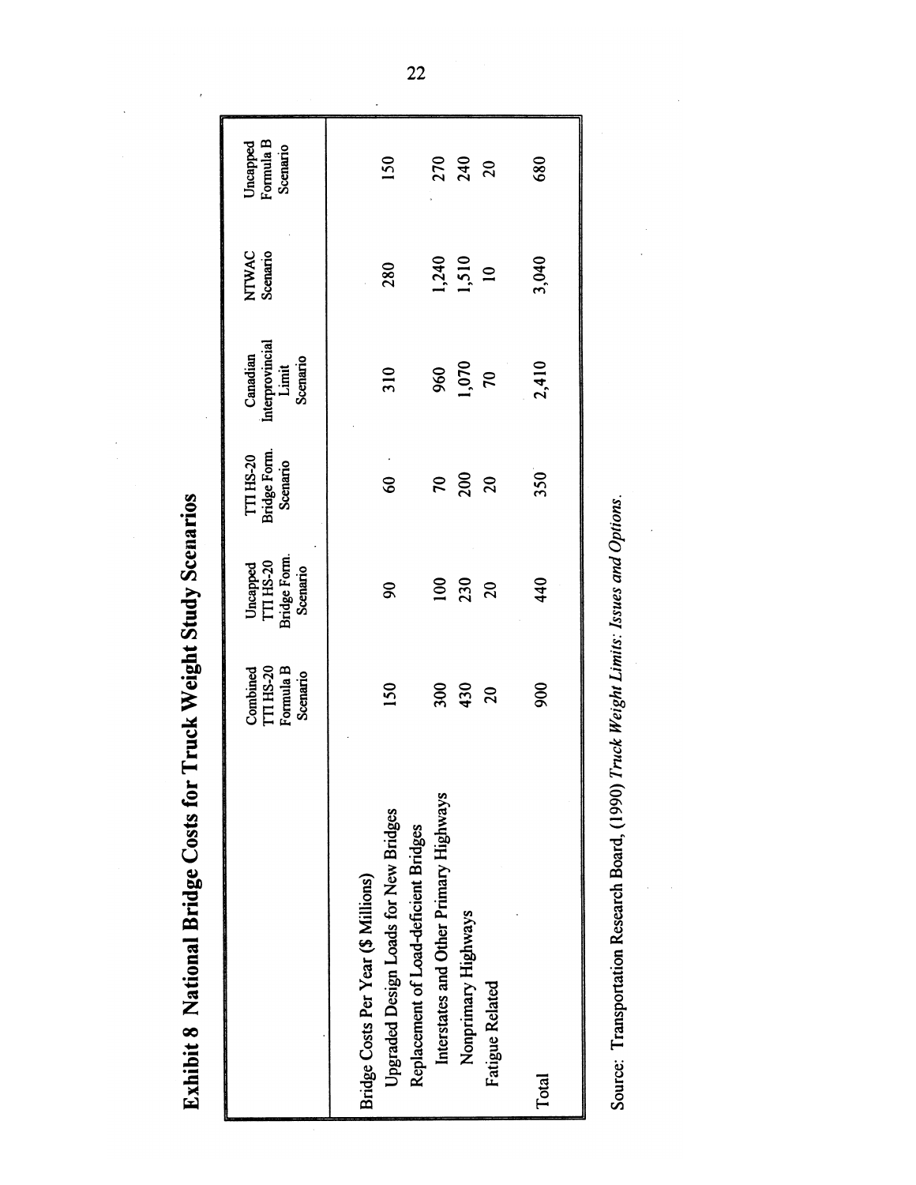# Exhibit 8 National Bridge Costs for Truck Weight Study Scenarios

| | Combined TTI HS-20 Formula B Scenario | Uncapped TTI HS-20 Bridge Form. Scenario | TTI HS-20 Bridge Form. Scenario | Canadian Interprovincial Limit Scenario | NTWAC Scenario | Uncapped Formula B Scenario |
|---|---|---|---|---|---|---|
| Bridge Costs Per Year ($ Millions) | | | | | | |
| Upgraded Design Loads for New Bridges | 150 | 90 | 60 | 310 | 280 | 150 |
| Replacement of Load-deficient Bridges | | | | | | |
| Interstates and Other Primary Highways | 300 | 100 | 70 | 960 | 1,240 | 270 |
| Nonprimary Highways | 430 | 230 | 200 | 1,070 | 1,510 | 240 |
| Fatigue Related | 20 | 20 | 20 | 70 | 10 | 20 |
| Total | 900 | 440 | 350 | 2,410 | 3,040 | 680 |

Source: Transportation Research Board, (1990) *Truck Weight Limits: Issues and Options.*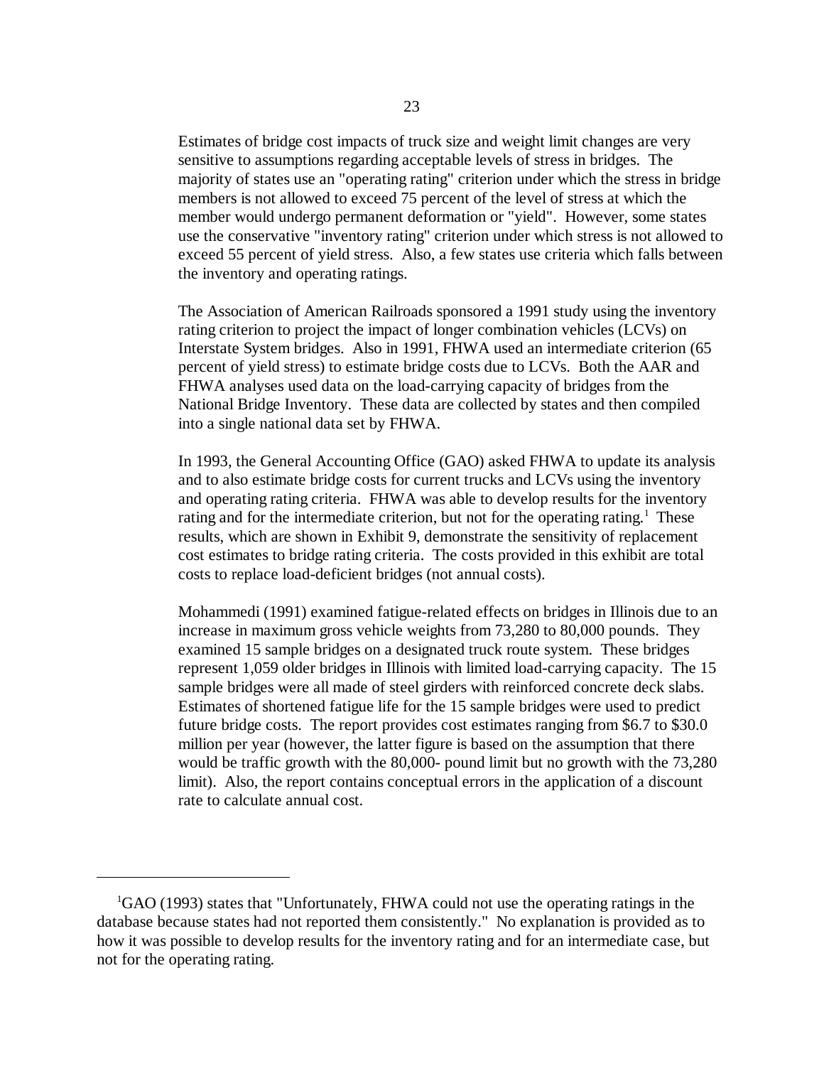Estimates of bridge cost impacts of truck size and weight limit changes are very sensitive to assumptions regarding acceptable levels of stress in bridges. The majority of states use an "operating rating" criterion under which the stress in bridge members is not allowed to exceed 75 percent of the level of stress at which the member would undergo permanent deformation or "yield". However, some states use the conservative "inventory rating" criterion under which stress is not allowed to exceed 55 percent of yield stress. Also, a few states use criteria which falls between the inventory and operating ratings.

The Association of American Railroads sponsored a 1991 study using the inventory rating criterion to project the impact of longer combination vehicles (LCVs) on Interstate System bridges. Also in 1991, FHWA used an intermediate criterion (65 percent of yield stress) to estimate bridge costs due to LCVs. Both the AAR and FHWA analyses used data on the load-carrying capacity of bridges from the National Bridge Inventory. These data are collected by states and then compiled into a single national data set by FHWA.

In 1993, the General Accounting Office (GAO) asked FHWA to update its analysis and to also estimate bridge costs for current trucks and LCVs using the inventory and operating rating criteria. FHWA was able to develop results for the inventory rating and for the intermediate criterion, but not for the operating rating.[1] These results, which are shown in Exhibit 9, demonstrate the sensitivity of replacement cost estimates to bridge rating criteria. The costs provided in this exhibit are total costs to replace load-deficient bridges (not annual costs).

Mohammedi (1991) examined fatigue-related effects on bridges in Illinois due to an increase in maximum gross vehicle weights from 73,280 to 80,000 pounds. They examined 15 sample bridges on a designated truck route system. These bridges represent 1,059 older bridges in Illinois with limited load-carrying capacity. The 15 sample bridges were all made of steel girders with reinforced concrete deck slabs. Estimates of shortened fatigue life for the 15 sample bridges were used to predict future bridge costs. The report provides cost estimates ranging from $6.7 to $30.0 million per year (however, the latter figure is based on the assumption that there would be traffic growth with the 80,000- pound limit but no growth with the 73,280 limit). Also, the report contains conceptual errors in the application of a discount rate to calculate annual cost.

---

[1] GAO (1993) states that "Unfortunately, FHWA could not use the operating ratings in the database because states had not reported them consistently." No explanation is provided as to how it was possible to develop results for the inventory rating and for an intermediate case, but not for the operating rating.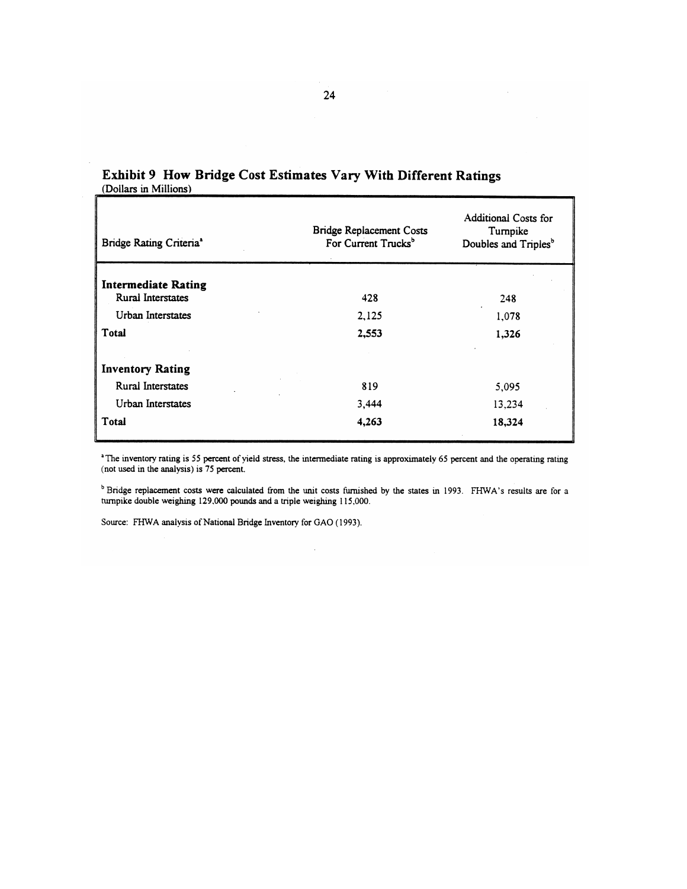## Exhibit 9 How Bridge Cost Estimates Vary With Different Ratings

(Dollars in Millions)

| Bridge Rating Criteria[a] | Bridge Replacement Costs For Current Trucks[b] | Additional Costs for Turnpike Doubles and Triples[b] |
|---|---|---|
| **Intermediate Rating** | | |
| Rural Interstates | 428 | 248 |
| Urban Interstates | 2,125 | 1,078 |
| **Total** | **2,553** | **1,326** |
| **Inventory Rating** | | |
| Rural Interstates | 819 | 5,095 |
| Urban Interstates | 3,444 | 13,234 |
| **Total** | **4,263** | **18,324** |

[a] The inventory rating is 55 percent of yield stress, the intermediate rating is approximately 65 percent and the operating rating (not used in the analysis) is 75 percent.

[b] Bridge replacement costs were calculated from the unit costs furnished by the states in 1993. FHWA's results are for a turnpike double weighing 129,000 pounds and a triple weighing 115,000.

Source: FHWA analysis of National Bridge Inventory for GAO (1993).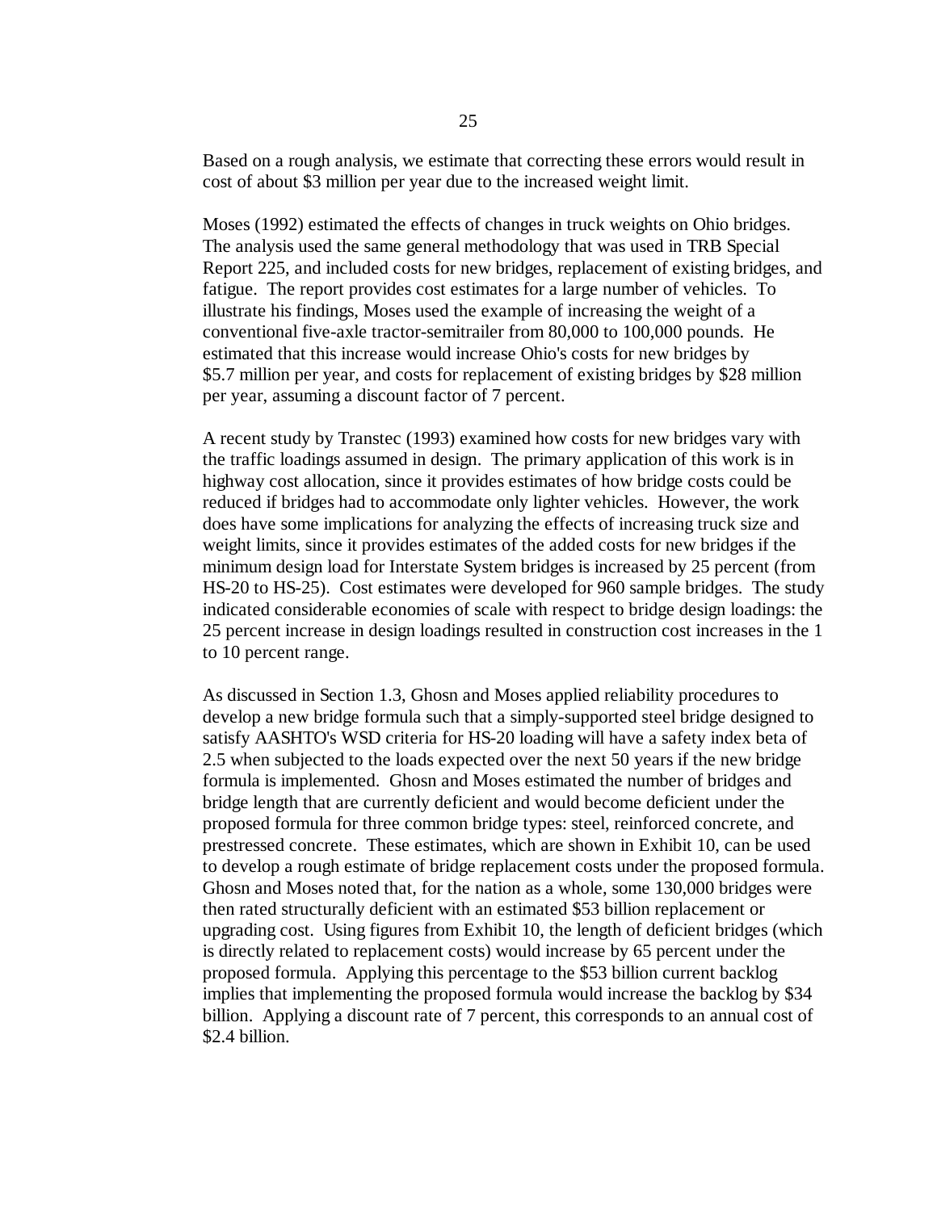Based on a rough analysis, we estimate that correcting these errors would result in cost of about $3 million per year due to the increased weight limit.

Moses (1992) estimated the effects of changes in truck weights on Ohio bridges. The analysis used the same general methodology that was used in TRB Special Report 225, and included costs for new bridges, replacement of existing bridges, and fatigue. The report provides cost estimates for a large number of vehicles. To illustrate his findings, Moses used the example of increasing the weight of a conventional five-axle tractor-semitrailer from 80,000 to 100,000 pounds. He estimated that this increase would increase Ohio's costs for new bridges by $5.7 million per year, and costs for replacement of existing bridges by $28 million per year, assuming a discount factor of 7 percent.

A recent study by Transtec (1993) examined how costs for new bridges vary with the traffic loadings assumed in design. The primary application of this work is in highway cost allocation, since it provides estimates of how bridge costs could be reduced if bridges had to accommodate only lighter vehicles. However, the work does have some implications for analyzing the effects of increasing truck size and weight limits, since it provides estimates of the added costs for new bridges if the minimum design load for Interstate System bridges is increased by 25 percent (from HS-20 to HS-25). Cost estimates were developed for 960 sample bridges. The study indicated considerable economies of scale with respect to bridge design loadings: the 25 percent increase in design loadings resulted in construction cost increases in the 1 to 10 percent range.

As discussed in Section 1.3, Ghosn and Moses applied reliability procedures to develop a new bridge formula such that a simply-supported steel bridge designed to satisfy AASHTO's WSD criteria for HS-20 loading will have a safety index beta of 2.5 when subjected to the loads expected over the next 50 years if the new bridge formula is implemented. Ghosn and Moses estimated the number of bridges and bridge length that are currently deficient and would become deficient under the proposed formula for three common bridge types: steel, reinforced concrete, and prestressed concrete. These estimates, which are shown in Exhibit 10, can be used to develop a rough estimate of bridge replacement costs under the proposed formula. Ghosn and Moses noted that, for the nation as a whole, some 130,000 bridges were then rated structurally deficient with an estimated $53 billion replacement or upgrading cost. Using figures from Exhibit 10, the length of deficient bridges (which is directly related to replacement costs) would increase by 65 percent under the proposed formula. Applying this percentage to the $53 billion current backlog implies that implementing the proposed formula would increase the backlog by $34 billion. Applying a discount rate of 7 percent, this corresponds to an annual cost of $2.4 billion.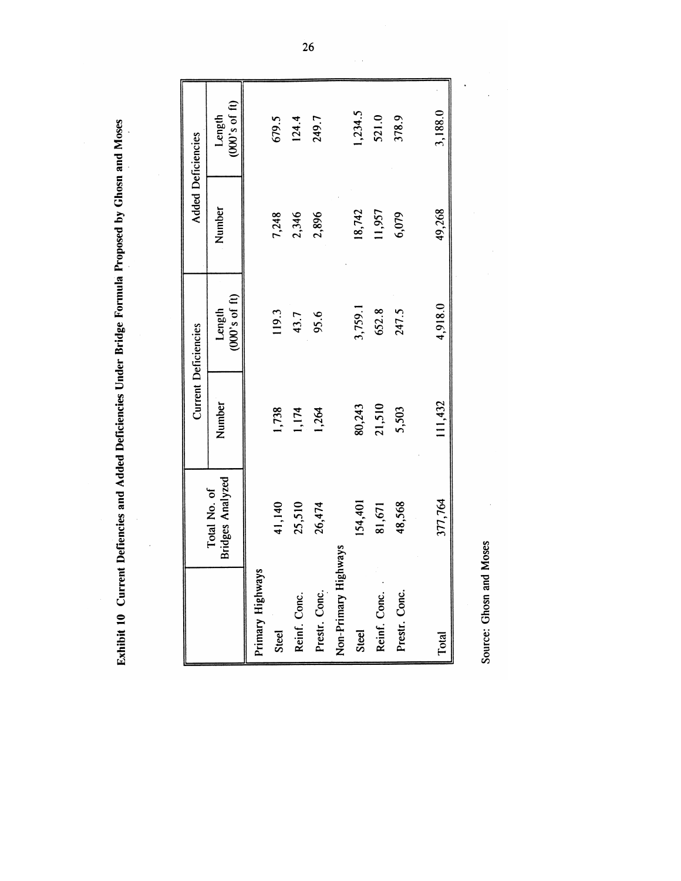**Exhibit 10 Current Defiencies and Added Deficiencies Under Bridge Formula Proposed by Ghosn and Moses**

| | Total No. of Bridges Analyzed | Current Deficiencies | | Added Deficiencies | |
|---|---|---|---|---|---|
| | | Number | Length (000's of ft) | Number | Length (000's of ft) |
| Primary Highways | | | | | |
| Steel | 41,140 | 1,738 | 119.3 | 7,248 | 679.5 |
| Reinf. Conc. | 25,510 | 1,174 | 43.7 | 2,346 | 124.4 |
| Prestr. Conc. | 26,474 | 1,264 | 95.6 | 2,896 | 249.7 |
| Non-Primary Highways | | | | | |
| Steel | 154,401 | 80,243 | 3,759.1 | 18,742 | 1,234.5 |
| Reinf. Conc. | 81,671 | 21,510 | 652.8 | 11,957 | 521.0 |
| Prestr. Conc. | 48,568 | 5,503 | 247.5 | 6,079 | 378.9 |
| Total | 377,764 | 111,432 | 4,918.0 | 49,268 | 3,188.0 |

Source: Ghosn and Moses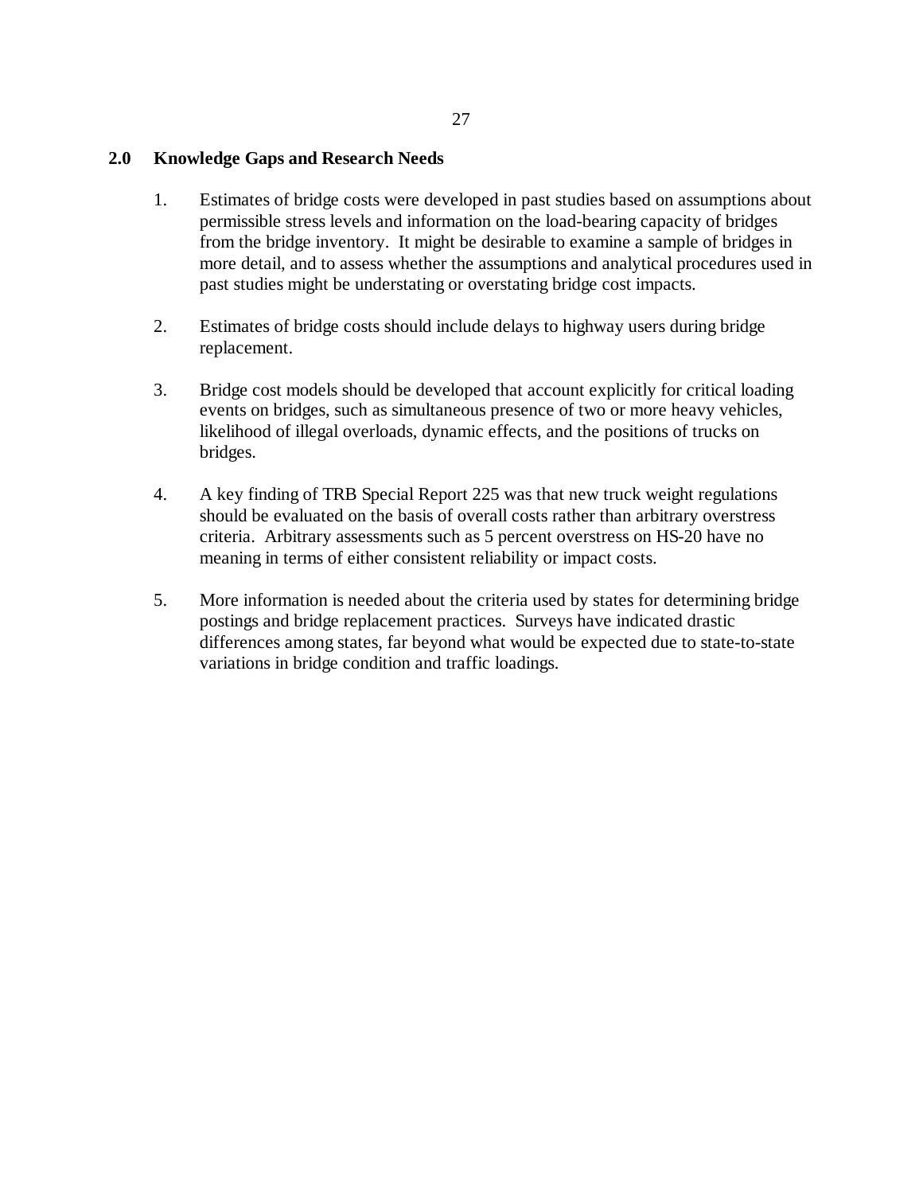## 2.0 Knowledge Gaps and Research Needs

1. Estimates of bridge costs were developed in past studies based on assumptions about permissible stress levels and information on the load-bearing capacity of bridges from the bridge inventory. It might be desirable to examine a sample of bridges in more detail, and to assess whether the assumptions and analytical procedures used in past studies might be understating or overstating bridge cost impacts.

2. Estimates of bridge costs should include delays to highway users during bridge replacement.

3. Bridge cost models should be developed that account explicitly for critical loading events on bridges, such as simultaneous presence of two or more heavy vehicles, likelihood of illegal overloads, dynamic effects, and the positions of trucks on bridges.

4. A key finding of TRB Special Report 225 was that new truck weight regulations should be evaluated on the basis of overall costs rather than arbitrary overstress criteria. Arbitrary assessments such as 5 percent overstress on HS-20 have no meaning in terms of either consistent reliability or impact costs.

5. More information is needed about the criteria used by states for determining bridge postings and bridge replacement practices. Surveys have indicated drastic differences among states, far beyond what would be expected due to state-to-state variations in bridge condition and traffic loadings.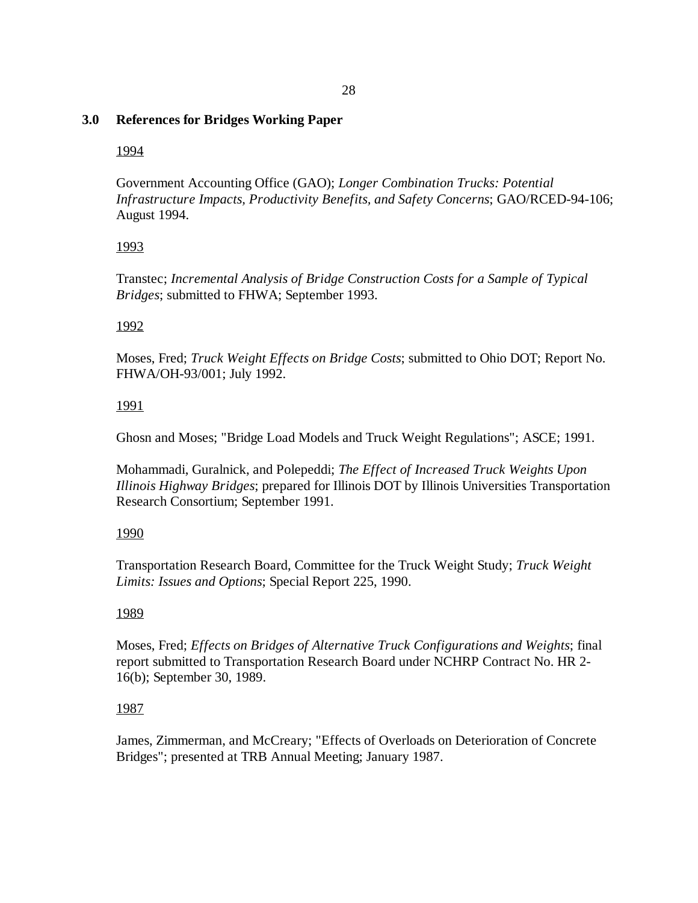## 3.0 References for Bridges Working Paper

<u>1994</u>

Government Accounting Office (GAO); *Longer Combination Trucks: Potential Infrastructure Impacts, Productivity Benefits, and Safety Concerns*; GAO/RCED-94-106; August 1994.

<u>1993</u>

Transtec; *Incremental Analysis of Bridge Construction Costs for a Sample of Typical Bridges*; submitted to FHWA; September 1993.

<u>1992</u>

Moses, Fred; *Truck Weight Effects on Bridge Costs*; submitted to Ohio DOT; Report No. FHWA/OH-93/001; July 1992.

<u>1991</u>

Ghosn and Moses; "Bridge Load Models and Truck Weight Regulations"; ASCE; 1991.

Mohammadi, Guralnick, and Polepeddi; *The Effect of Increased Truck Weights Upon Illinois Highway Bridges*; prepared for Illinois DOT by Illinois Universities Transportation Research Consortium; September 1991.

<u>1990</u>

Transportation Research Board, Committee for the Truck Weight Study; *Truck Weight Limits: Issues and Options*; Special Report 225, 1990.

<u>1989</u>

Moses, Fred; *Effects on Bridges of Alternative Truck Configurations and Weights*; final report submitted to Transportation Research Board under NCHRP Contract No. HR 2-16(b); September 30, 1989.

<u>1987</u>

James, Zimmerman, and McCreary; "Effects of Overloads on Deterioration of Concrete Bridges"; presented at TRB Annual Meeting; January 1987.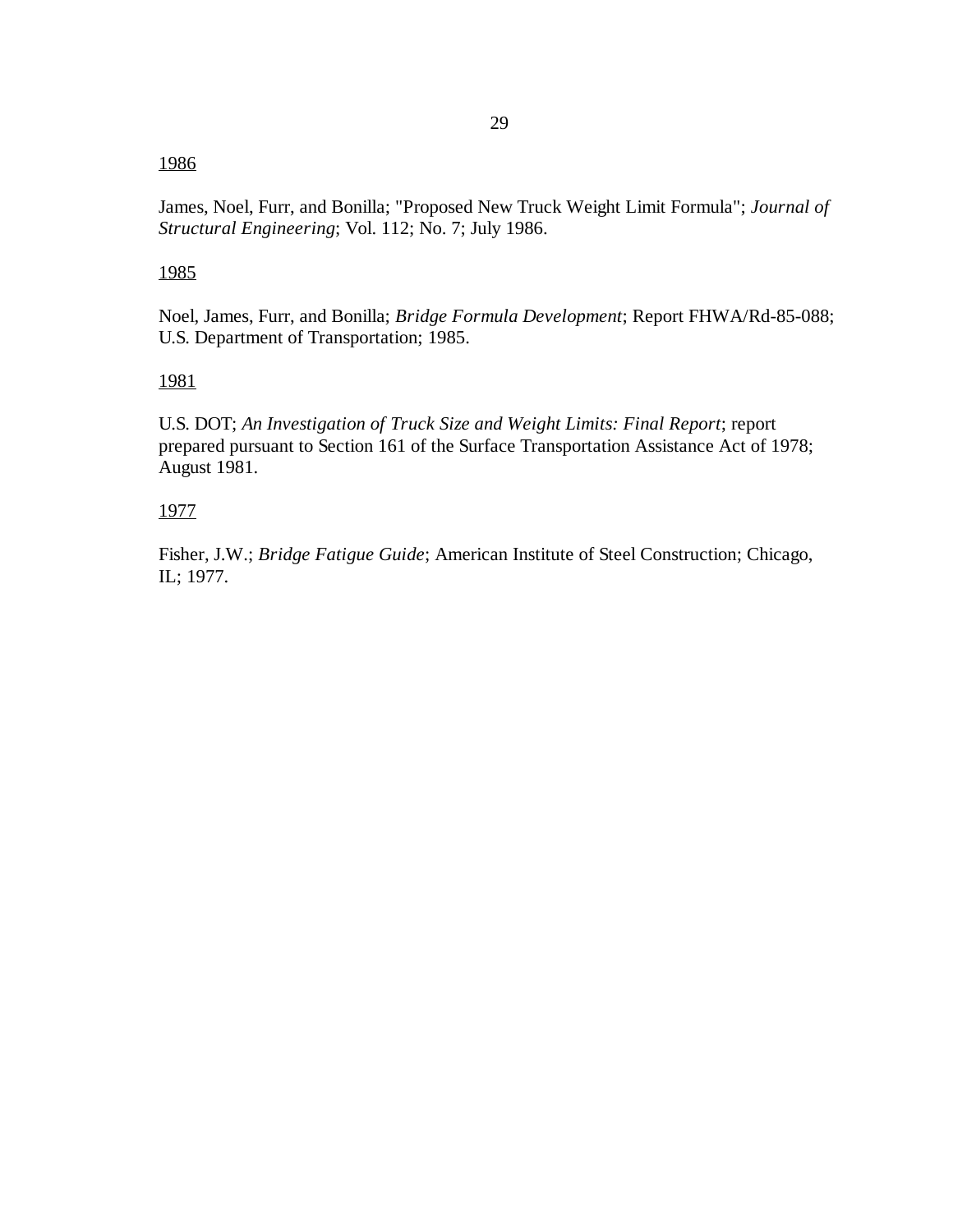<u>1986</u>

James, Noel, Furr, and Bonilla; "Proposed New Truck Weight Limit Formula"; *Journal of Structural Engineering*; Vol. 112; No. 7; July 1986.

<u>1985</u>

Noel, James, Furr, and Bonilla; *Bridge Formula Development*; Report FHWA/Rd-85-088; U.S. Department of Transportation; 1985.

<u>1981</u>

U.S. DOT; *An Investigation of Truck Size and Weight Limits: Final Report*; report prepared pursuant to Section 161 of the Surface Transportation Assistance Act of 1978; August 1981.

<u>1977</u>

Fisher, J.W.; *Bridge Fatigue Guide*; American Institute of Steel Construction; Chicago, IL; 1977.